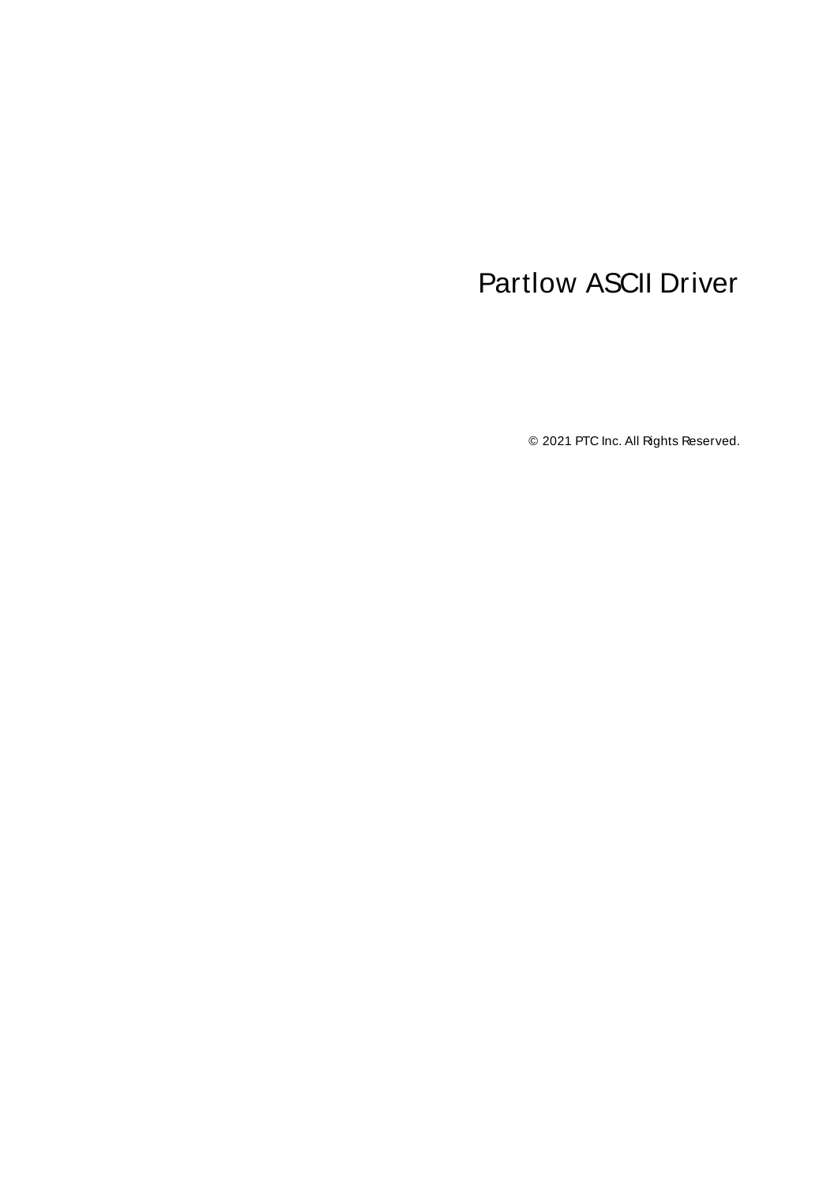# Partlow ASCII Driver

© 2021 PTC Inc. All Rights Reserved.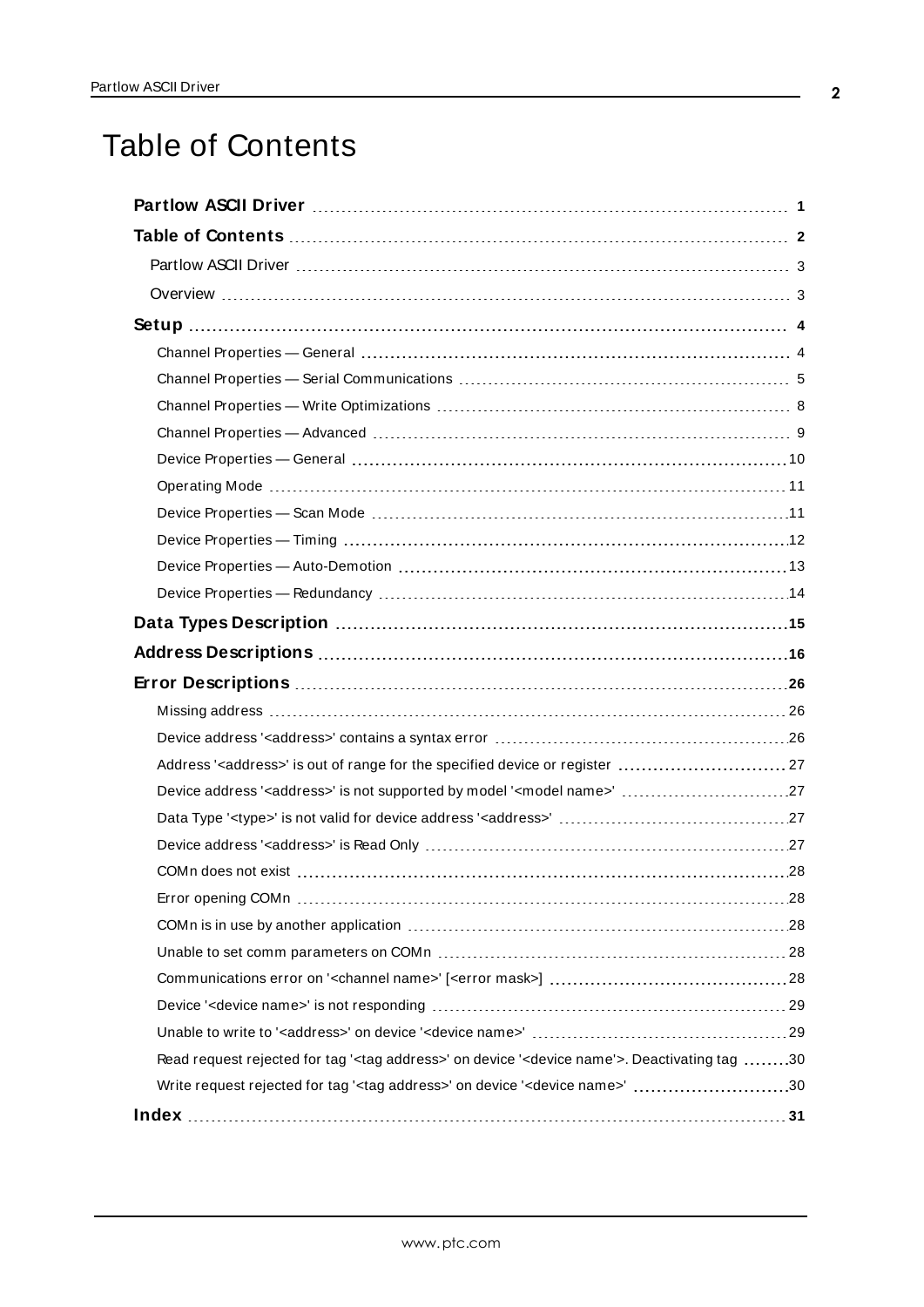# Table of Contents

**Partlow ASCII Driver** ..... **1**

**Table of Contents** ..... **2**

Partlow ASCII Driver ..... 3

Overview ..... 3

**Setup** ..... **4**

Channel Properties — General ..... 4

Channel Properties — Serial Communications ..... 5

Channel Properties — Write Optimizations ..... 8

Channel Properties — Advanced ..... 9

Device Properties — General ..... 10

Operating Mode ..... 11

Device Properties — Scan Mode ..... 11

Device Properties — Timing ..... 12

Device Properties — Auto-Demotion ..... 13

Device Properties — Redundancy ..... 14

**Data Types Description** ..... **15**

**Address Descriptions** ..... **16**

**Error Descriptions** ..... **26**

Missing address ..... 26

Device address '<address>' contains a syntax error ..... 26

Address '<address>' is out of range for the specified device or register ..... 27

Device address '<address>' is not supported by model '<model name>' ..... 27

Data Type '<type>' is not valid for device address '<address>' ..... 27

Device address '<address>' is Read Only ..... 27

COMn does not exist ..... 28

Error opening COMn ..... 28

COMn is in use by another application ..... 28

Unable to set comm parameters on COMn ..... 28

Communications error on '<channel name>' [<error mask>] ..... 28

Device '<device name>' is not responding ..... 29

Unable to write to '<address>' on device '<device name>' ..... 29

Read request rejected for tag '<tag address>' on device '<device name'>. Deactivating tag ..... 30

Write request rejected for tag '<tag address>' on device '<device name>' ..... 30

**Index** ..... **31**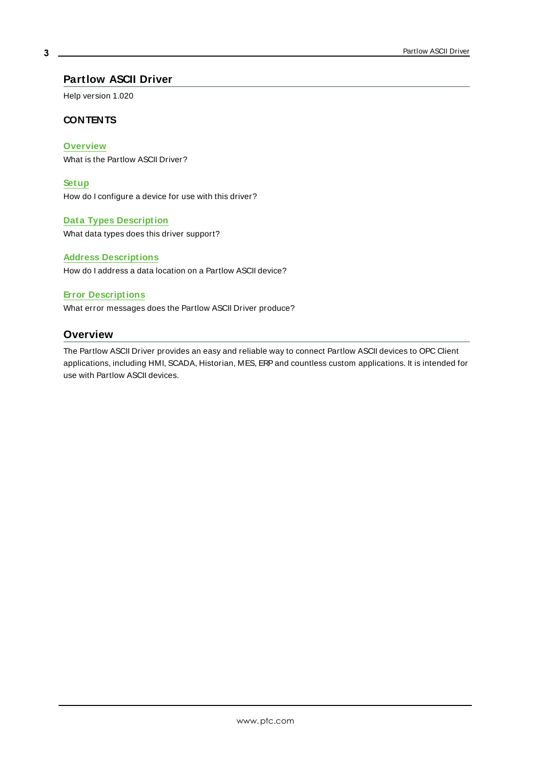# Partlow ASCII Driver

Help version 1.020

### CONTENTS

**Overview**
What is the Partlow ASCII Driver?

**Setup**
How do I configure a device for use with this driver?

**Data Types Description**
What data types does this driver support?

**Address Descriptions**
How do I address a data location on a Partlow ASCII device?

**Error Descriptions**
What error messages does the Partlow ASCII Driver produce?

## Overview

The Partlow ASCII Driver provides an easy and reliable way to connect Partlow ASCII devices to OPC Client applications, including HMI, SCADA, Historian, MES, ERP and countless custom applications. It is intended for use with Partlow ASCII devices.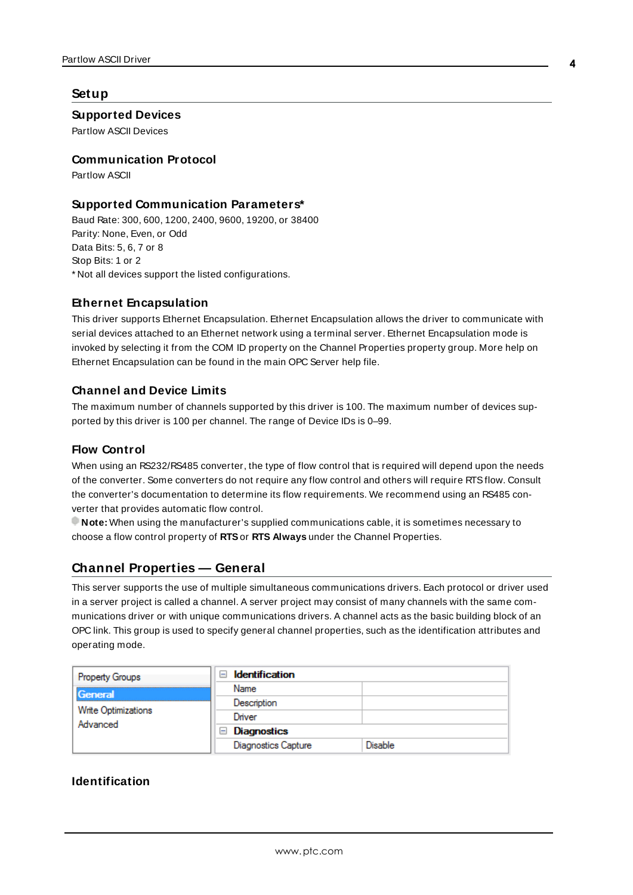# Setup

### Supported Devices

Partlow ASCII Devices

### Communication Protocol

Partlow ASCII

### Supported Communication Parameters*

Baud Rate: 300, 600, 1200, 2400, 9600, 19200, or 38400
Parity: None, Even, or Odd
Data Bits: 5, 6, 7 or 8
Stop Bits: 1 or 2
* Not all devices support the listed configurations.

### Ethernet Encapsulation

This driver supports Ethernet Encapsulation. Ethernet Encapsulation allows the driver to communicate with serial devices attached to an Ethernet network using a terminal server. Ethernet Encapsulation mode is invoked by selecting it from the COM ID property on the Channel Properties property group. More help on Ethernet Encapsulation can be found in the main OPC Server help file.

### Channel and Device Limits

The maximum number of channels supported by this driver is 100. The maximum number of devices supported by this driver is 100 per channel. The range of Device IDs is 0–99.

### Flow Control

When using an RS232/RS485 converter, the type of flow control that is required will depend upon the needs of the converter. Some converters do not require any flow control and others will require RTS flow. Consult the converter's documentation to determine its flow requirements. We recommend using an RS485 converter that provides automatic flow control.

**Note:** When using the manufacturer's supplied communications cable, it is sometimes necessary to choose a flow control property of **RTS** or **RTS Always** under the Channel Properties.

## Channel Properties — General

This server supports the use of multiple simultaneous communications drivers. Each protocol or driver used in a server project is called a channel. A server project may consist of many channels with the same communications driver or with unique communications drivers. A channel acts as the basic building block of an OPC link. This group is used to specify general channel properties, such as the identification attributes and operating mode.

| Property Groups | Identification | |
|---|---|---|
| General | Name | |
| Write Optimizations | Description | |
| Advanced | Driver | |
| | Diagnostics | |
| | Diagnostics Capture | Disable |

### Identification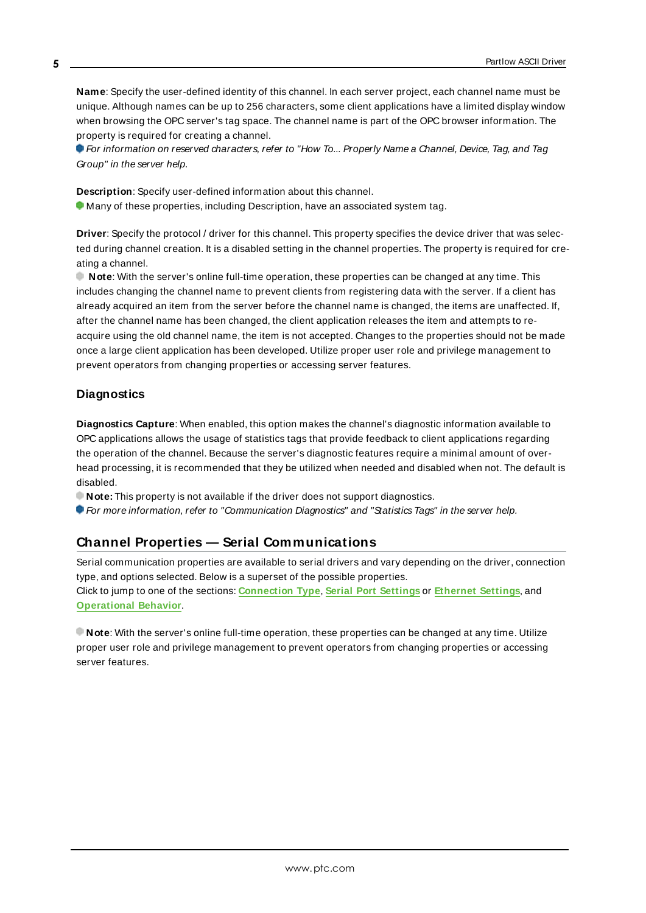**Name**: Specify the user-defined identity of this channel. In each server project, each channel name must be unique. Although names can be up to 256 characters, some client applications have a limited display window when browsing the OPC server's tag space. The channel name is part of the OPC browser information. The property is required for creating a channel.

*For information on reserved characters, refer to "How To... Properly Name a Channel, Device, Tag, and Tag Group" in the server help.*

**Description**: Specify user-defined information about this channel.

Many of these properties, including Description, have an associated system tag.

**Driver**: Specify the protocol / driver for this channel. This property specifies the device driver that was selected during channel creation. It is a disabled setting in the channel properties. The property is required for creating a channel.

**Note**: With the server's online full-time operation, these properties can be changed at any time. This includes changing the channel name to prevent clients from registering data with the server. If a client has already acquired an item from the server before the channel name is changed, the items are unaffected. If, after the channel name has been changed, the client application releases the item and attempts to re-acquire using the old channel name, the item is not accepted. Changes to the properties should not be made once a large client application has been developed. Utilize proper user role and privilege management to prevent operators from changing properties or accessing server features.

### Diagnostics

**Diagnostics Capture**: When enabled, this option makes the channel's diagnostic information available to OPC applications allows the usage of statistics tags that provide feedback to client applications regarding the operation of the channel. Because the server's diagnostic features require a minimal amount of overhead processing, it is recommended that they be utilized when needed and disabled when not. The default is disabled.

**Note:** This property is not available if the driver does not support diagnostics.

*For more information, refer to "Communication Diagnostics" and "Statistics Tags" in the server help.*

## Channel Properties — Serial Communications

Serial communication properties are available to serial drivers and vary depending on the driver, connection type, and options selected. Below is a superset of the possible properties.

Click to jump to one of the sections: **Connection Type**, **Serial Port Settings** or **Ethernet Settings**, and **Operational Behavior**.

**Note**: With the server's online full-time operation, these properties can be changed at any time. Utilize proper user role and privilege management to prevent operators from changing properties or accessing server features.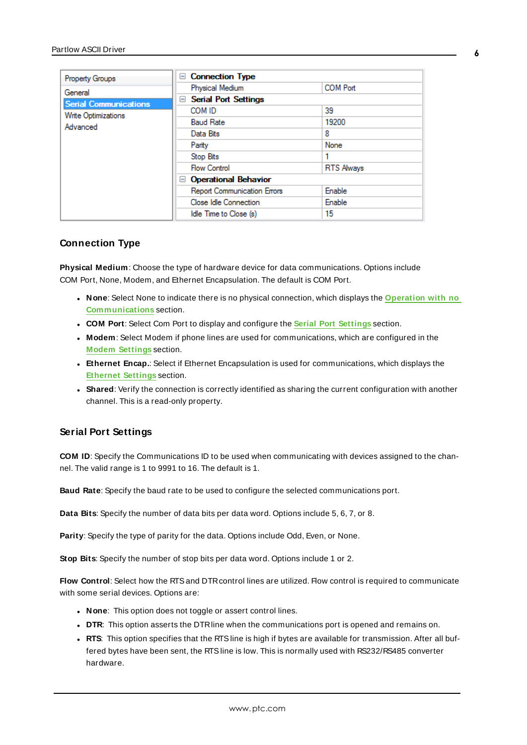| Property Groups | | |
|---|---|---|
| General | **Connection Type** | |
| **Serial Communications** | Physical Medium | COM Port |
| Write Optimizations | **Serial Port Settings** | |
| Advanced | COM ID | 39 |
| | Baud Rate | 19200 |
| | Data Bits | 8 |
| | Parity | None |
| | Stop Bits | 1 |
| | Flow Control | RTS Always |
| | **Operational Behavior** | |
| | Report Communication Errors | Enable |
| | Close Idle Connection | Enable |
| | Idle Time to Close (s) | 15 |

## Connection Type

**Physical Medium**: Choose the type of hardware device for data communications. Options include COM Port, None, Modem, and Ethernet Encapsulation. The default is COM Port.

- **None**: Select None to indicate there is no physical connection, which displays the Operation with no Communications section.
- **COM Port**: Select Com Port to display and configure the Serial Port Settings section.
- **Modem**: Select Modem if phone lines are used for communications, which are configured in the Modem Settings section.
- **Ethernet Encap.**: Select if Ethernet Encapsulation is used for communications, which displays the Ethernet Settings section.
- **Shared**: Verify the connection is correctly identified as sharing the current configuration with another channel. This is a read-only property.

## Serial Port Settings

**COM ID**: Specify the Communications ID to be used when communicating with devices assigned to the channel. The valid range is 1 to 9991 to 16. The default is 1.

**Baud Rate**: Specify the baud rate to be used to configure the selected communications port.

**Data Bits**: Specify the number of data bits per data word. Options include 5, 6, 7, or 8.

**Parity**: Specify the type of parity for the data. Options include Odd, Even, or None.

**Stop Bits**: Specify the number of stop bits per data word. Options include 1 or 2.

**Flow Control**: Select how the RTS and DTR control lines are utilized. Flow control is required to communicate with some serial devices. Options are:

- **None**: This option does not toggle or assert control lines.
- **DTR**: This option asserts the DTR line when the communications port is opened and remains on.
- **RTS**: This option specifies that the RTS line is high if bytes are available for transmission. After all buffered bytes have been sent, the RTS line is low. This is normally used with RS232/RS485 converter hardware.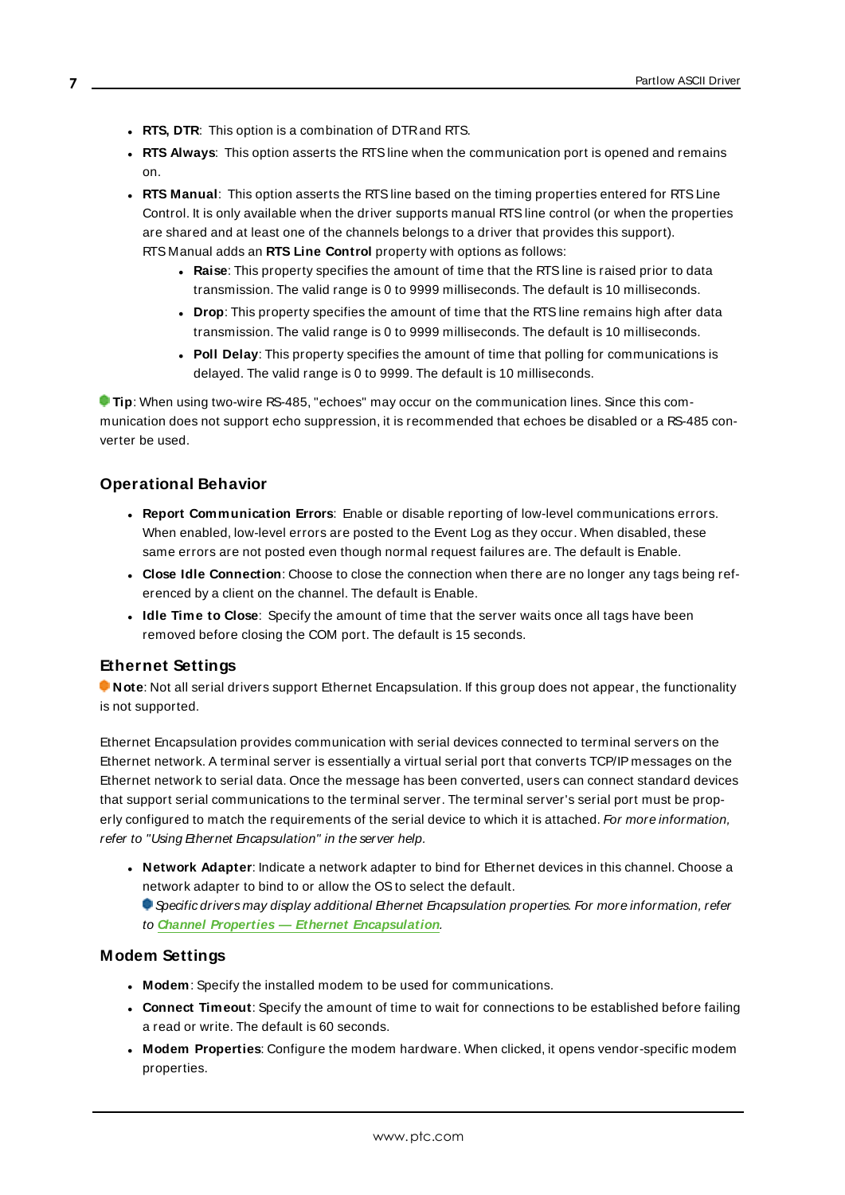- **RTS, DTR**: This option is a combination of DTR and RTS.
- **RTS Always**: This option asserts the RTS line when the communication port is opened and remains on.
- **RTS Manual**: This option asserts the RTS line based on the timing properties entered for RTS Line Control. It is only available when the driver supports manual RTS line control (or when the properties are shared and at least one of the channels belongs to a driver that provides this support). RTS Manual adds an **RTS Line Control** property with options as follows:
  - **Raise**: This property specifies the amount of time that the RTS line is raised prior to data transmission. The valid range is 0 to 9999 milliseconds. The default is 10 milliseconds.
  - **Drop**: This property specifies the amount of time that the RTS line remains high after data transmission. The valid range is 0 to 9999 milliseconds. The default is 10 milliseconds.
  - **Poll Delay**: This property specifies the amount of time that polling for communications is delayed. The valid range is 0 to 9999. The default is 10 milliseconds.

**Tip**: When using two-wire RS-485, "echoes" may occur on the communication lines. Since this communication does not support echo suppression, it is recommended that echoes be disabled or a RS-485 converter be used.

### Operational Behavior

- **Report Communication Errors**: Enable or disable reporting of low-level communications errors. When enabled, low-level errors are posted to the Event Log as they occur. When disabled, these same errors are not posted even though normal request failures are. The default is Enable.
- **Close Idle Connection**: Choose to close the connection when there are no longer any tags being referenced by a client on the channel. The default is Enable.
- **Idle Time to Close**: Specify the amount of time that the server waits once all tags have been removed before closing the COM port. The default is 15 seconds.

### Ethernet Settings

**Note**: Not all serial drivers support Ethernet Encapsulation. If this group does not appear, the functionality is not supported.

Ethernet Encapsulation provides communication with serial devices connected to terminal servers on the Ethernet network. A terminal server is essentially a virtual serial port that converts TCP/IP messages on the Ethernet network to serial data. Once the message has been converted, users can connect standard devices that support serial communications to the terminal server. The terminal server's serial port must be properly configured to match the requirements of the serial device to which it is attached. *For more information, refer to "Using Ethernet Encapsulation" in the server help.*

- **Network Adapter**: Indicate a network adapter to bind for Ethernet devices in this channel. Choose a network adapter to bind to or allow the OS to select the default.
  *Specific drivers may display additional Ethernet Encapsulation properties. For more information, refer to* ***Channel Properties — Ethernet Encapsulation***.

### Modem Settings

- **Modem**: Specify the installed modem to be used for communications.
- **Connect Timeout**: Specify the amount of time to wait for connections to be established before failing a read or write. The default is 60 seconds.
- **Modem Properties**: Configure the modem hardware. When clicked, it opens vendor-specific modem properties.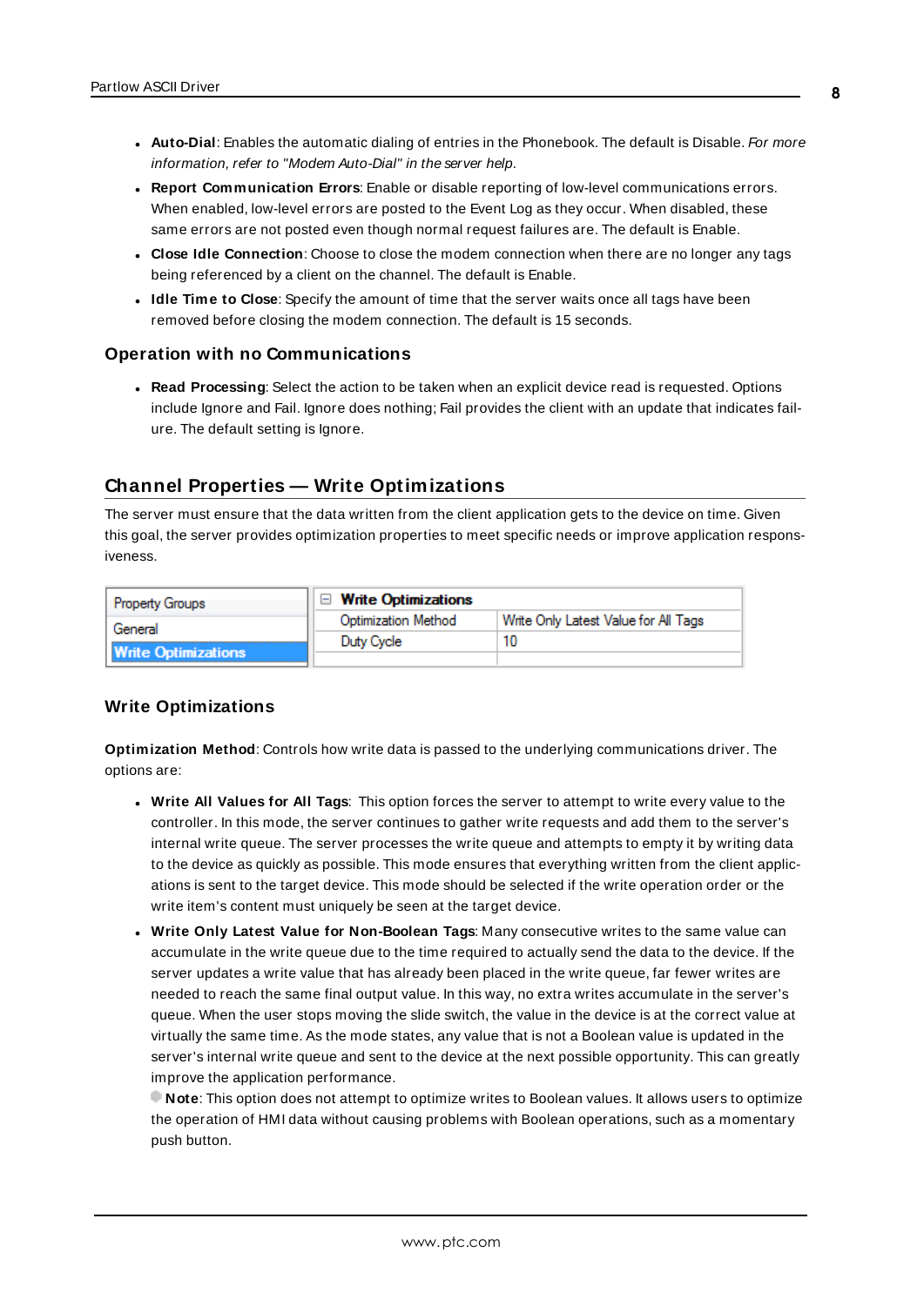- **Auto-Dial**: Enables the automatic dialing of entries in the Phonebook. The default is Disable. *For more information, refer to "Modem Auto-Dial" in the server help.*
- **Report Communication Errors**: Enable or disable reporting of low-level communications errors. When enabled, low-level errors are posted to the Event Log as they occur. When disabled, these same errors are not posted even though normal request failures are. The default is Enable.
- **Close Idle Connection**: Choose to close the modem connection when there are no longer any tags being referenced by a client on the channel. The default is Enable.
- **Idle Time to Close**: Specify the amount of time that the server waits once all tags have been removed before closing the modem connection. The default is 15 seconds.

### Operation with no Communications

- **Read Processing**: Select the action to be taken when an explicit device read is requested. Options include Ignore and Fail. Ignore does nothing; Fail provides the client with an update that indicates failure. The default setting is Ignore.

## Channel Properties — Write Optimizations

The server must ensure that the data written from the client application gets to the device on time. Given this goal, the server provides optimization properties to meet specific needs or improve application responsiveness.

| Property Groups | Write Optimizations | |
|---|---|---|
| General | Optimization Method | Write Only Latest Value for All Tags |
| **Write Optimizations** | Duty Cycle | 10 |

### Write Optimizations

**Optimization Method**: Controls how write data is passed to the underlying communications driver. The options are:

- **Write All Values for All Tags**: This option forces the server to attempt to write every value to the controller. In this mode, the server continues to gather write requests and add them to the server's internal write queue. The server processes the write queue and attempts to empty it by writing data to the device as quickly as possible. This mode ensures that everything written from the client applications is sent to the target device. This mode should be selected if the write operation order or the write item's content must uniquely be seen at the target device.
- **Write Only Latest Value for Non-Boolean Tags**: Many consecutive writes to the same value can accumulate in the write queue due to the time required to actually send the data to the device. If the server updates a write value that has already been placed in the write queue, far fewer writes are needed to reach the same final output value. In this way, no extra writes accumulate in the server's queue. When the user stops moving the slide switch, the value in the device is at the correct value at virtually the same time. As the mode states, any value that is not a Boolean value is updated in the server's internal write queue and sent to the device at the next possible opportunity. This can greatly improve the application performance.

  **Note**: This option does not attempt to optimize writes to Boolean values. It allows users to optimize the operation of HMI data without causing problems with Boolean operations, such as a momentary push button.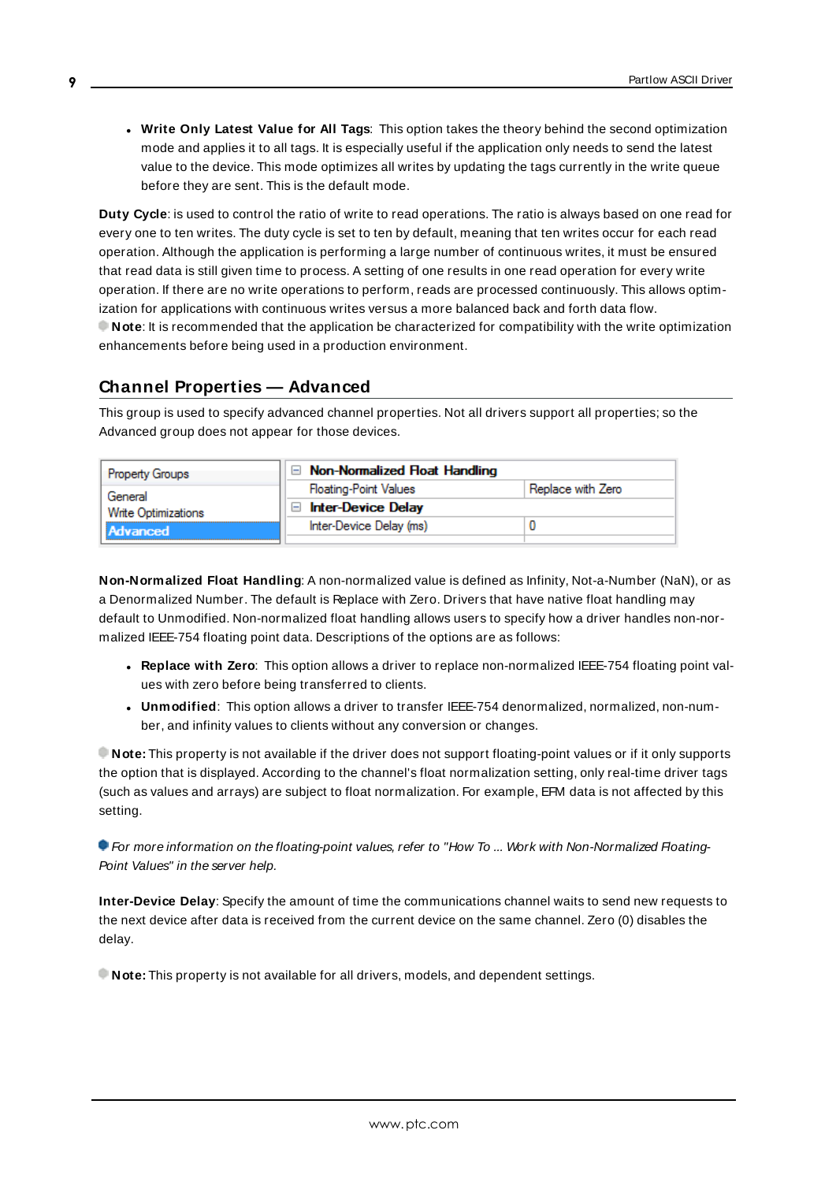- **Write Only Latest Value for All Tags**: This option takes the theory behind the second optimization mode and applies it to all tags. It is especially useful if the application only needs to send the latest value to the device. This mode optimizes all writes by updating the tags currently in the write queue before they are sent. This is the default mode.

**Duty Cycle**: is used to control the ratio of write to read operations. The ratio is always based on one read for every one to ten writes. The duty cycle is set to ten by default, meaning that ten writes occur for each read operation. Although the application is performing a large number of continuous writes, it must be ensured that read data is still given time to process. A setting of one results in one read operation for every write operation. If there are no write operations to perform, reads are processed continuously. This allows optimization for applications with continuous writes versus a more balanced back and forth data flow.
**Note**: It is recommended that the application be characterized for compatibility with the write optimization enhancements before being used in a production environment.

## Channel Properties — Advanced

This group is used to specify advanced channel properties. Not all drivers support all properties; so the Advanced group does not appear for those devices.

| Property Groups | Non-Normalized Float Handling | |
|---|---|---|
| General | Floating-Point Values | Replace with Zero |
| Write Optimizations | Inter-Device Delay | |
| Advanced | Inter-Device Delay (ms) | 0 |

**Non-Normalized Float Handling**: A non-normalized value is defined as Infinity, Not-a-Number (NaN), or as a Denormalized Number. The default is Replace with Zero. Drivers that have native float handling may default to Unmodified. Non-normalized float handling allows users to specify how a driver handles non-normalized IEEE-754 floating point data. Descriptions of the options are as follows:

- **Replace with Zero**: This option allows a driver to replace non-normalized IEEE-754 floating point values with zero before being transferred to clients.
- **Unmodified**: This option allows a driver to transfer IEEE-754 denormalized, normalized, non-number, and infinity values to clients without any conversion or changes.

**Note:** This property is not available if the driver does not support floating-point values or if it only supports the option that is displayed. According to the channel's float normalization setting, only real-time driver tags (such as values and arrays) are subject to float normalization. For example, EFM data is not affected by this setting.

*For more information on the floating-point values, refer to "How To ... Work with Non-Normalized Floating-Point Values" in the server help.*

**Inter-Device Delay**: Specify the amount of time the communications channel waits to send new requests to the next device after data is received from the current device on the same channel. Zero (0) disables the delay.

**Note:** This property is not available for all drivers, models, and dependent settings.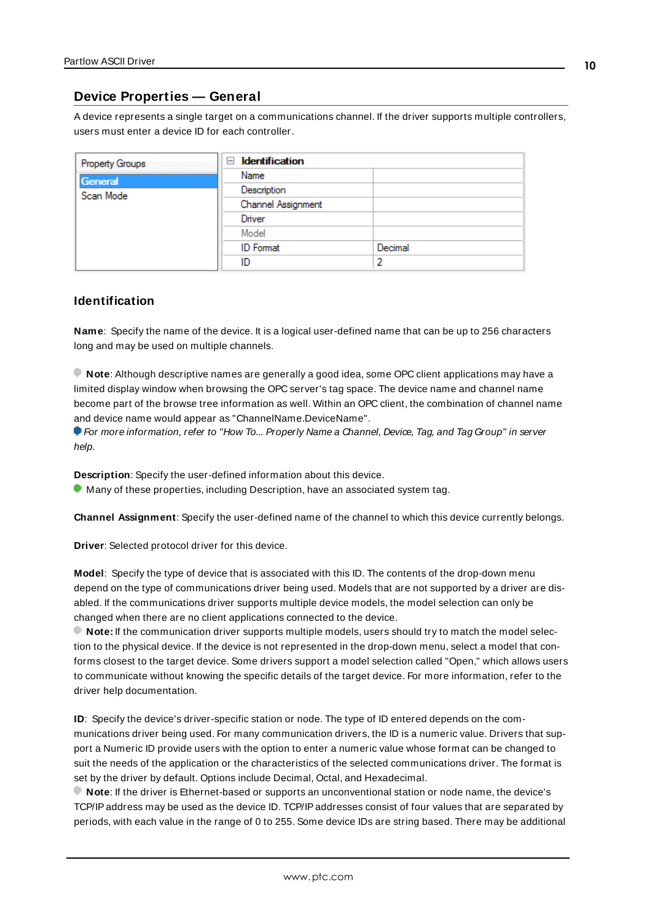## Device Properties — General

A device represents a single target on a communications channel. If the driver supports multiple controllers, users must enter a device ID for each controller.

| Property Groups | Identification | |
|---|---|---|
| **General** | Name | |
| Scan Mode | Description | |
| | Channel Assignment | |
| | Driver | |
| | Model | |
| | ID Format | Decimal |
| | ID | 2 |

### Identification

**Name**: Specify the name of the device. It is a logical user-defined name that can be up to 256 characters long and may be used on multiple channels.

**Note**: Although descriptive names are generally a good idea, some OPC client applications may have a limited display window when browsing the OPC server's tag space. The device name and channel name become part of the browse tree information as well. Within an OPC client, the combination of channel name and device name would appear as "ChannelName.DeviceName".

*For more information, refer to "How To... Properly Name a Channel, Device, Tag, and Tag Group" in server help.*

**Description**: Specify the user-defined information about this device.

Many of these properties, including Description, have an associated system tag.

**Channel Assignment**: Specify the user-defined name of the channel to which this device currently belongs.

**Driver**: Selected protocol driver for this device.

**Model**: Specify the type of device that is associated with this ID. The contents of the drop-down menu depend on the type of communications driver being used. Models that are not supported by a driver are disabled. If the communications driver supports multiple device models, the model selection can only be changed when there are no client applications connected to the device.

**Note:** If the communication driver supports multiple models, users should try to match the model selection to the physical device. If the device is not represented in the drop-down menu, select a model that conforms closest to the target device. Some drivers support a model selection called "Open," which allows users to communicate without knowing the specific details of the target device. For more information, refer to the driver help documentation.

**ID**: Specify the device's driver-specific station or node. The type of ID entered depends on the communications driver being used. For many communication drivers, the ID is a numeric value. Drivers that support a Numeric ID provide users with the option to enter a numeric value whose format can be changed to suit the needs of the application or the characteristics of the selected communications driver. The format is set by the driver by default. Options include Decimal, Octal, and Hexadecimal.

**Note**: If the driver is Ethernet-based or supports an unconventional station or node name, the device's TCP/IP address may be used as the device ID. TCP/IP addresses consist of four values that are separated by periods, with each value in the range of 0 to 255. Some device IDs are string based. There may be additional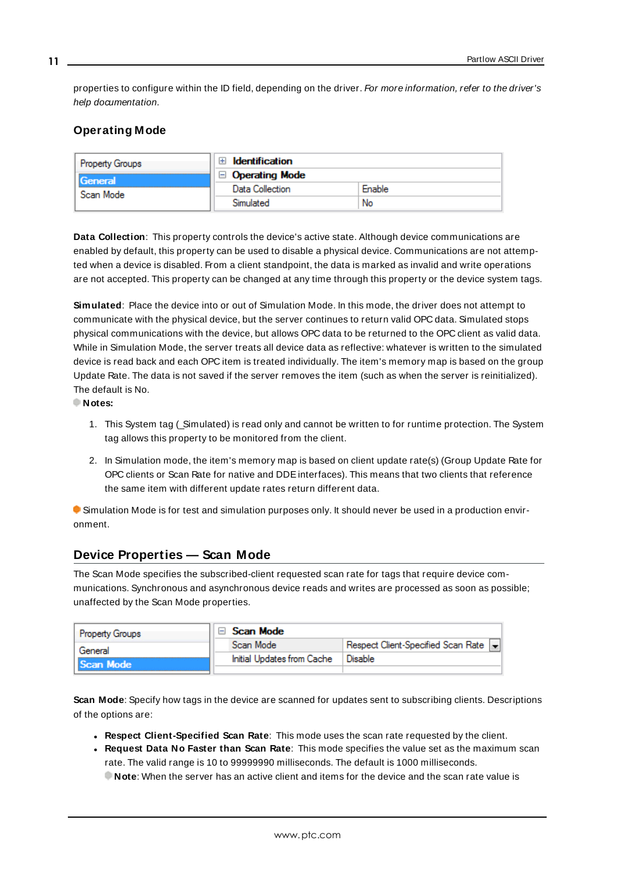properties to configure within the ID field, depending on the driver. *For more information, refer to the driver's help documentation.*

### Operating Mode

| Property Groups | | |
|---|---|---|
| **General** | ⊞ **Identification** | |
| Scan Mode | ⊟ **Operating Mode** | |
| | Data Collection | Enable |
| | Simulated | No |

**Data Collection**: This property controls the device's active state. Although device communications are enabled by default, this property can be used to disable a physical device. Communications are not attempted when a device is disabled. From a client standpoint, the data is marked as invalid and write operations are not accepted. This property can be changed at any time through this property or the device system tags.

**Simulated**: Place the device into or out of Simulation Mode. In this mode, the driver does not attempt to communicate with the physical device, but the server continues to return valid OPC data. Simulated stops physical communications with the device, but allows OPC data to be returned to the OPC client as valid data. While in Simulation Mode, the server treats all device data as reflective: whatever is written to the simulated device is read back and each OPC item is treated individually. The item's memory map is based on the group Update Rate. The data is not saved if the server removes the item (such as when the server is reinitialized). The default is No.

**Notes:**

1. This System tag (_Simulated) is read only and cannot be written to for runtime protection. The System tag allows this property to be monitored from the client.

2. In Simulation mode, the item's memory map is based on client update rate(s) (Group Update Rate for OPC clients or Scan Rate for native and DDE interfaces). This means that two clients that reference the same item with different update rates return different data.

Simulation Mode is for test and simulation purposes only. It should never be used in a production environment.

## Device Properties — Scan Mode

The Scan Mode specifies the subscribed-client requested scan rate for tags that require device communications. Synchronous and asynchronous device reads and writes are processed as soon as possible; unaffected by the Scan Mode properties.

| Property Groups | | |
|---|---|---|
| General | ⊟ **Scan Mode** | |
| **Scan Mode** | Scan Mode | Respect Client-Specified Scan Rate |
| | Initial Updates from Cache | Disable |

**Scan Mode**: Specify how tags in the device are scanned for updates sent to subscribing clients. Descriptions of the options are:

- **Respect Client-Specified Scan Rate**: This mode uses the scan rate requested by the client.
- **Request Data No Faster than Scan Rate**: This mode specifies the value set as the maximum scan rate. The valid range is 10 to 99999990 milliseconds. The default is 1000 milliseconds.
  **Note**: When the server has an active client and items for the device and the scan rate value is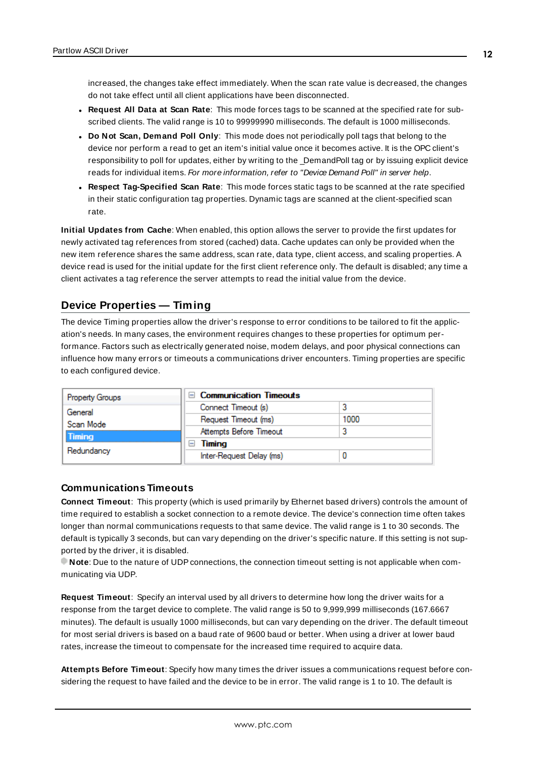increased, the changes take effect immediately. When the scan rate value is decreased, the changes do not take effect until all client applications have been disconnected.

- **Request All Data at Scan Rate**: This mode forces tags to be scanned at the specified rate for subscribed clients. The valid range is 10 to 99999990 milliseconds. The default is 1000 milliseconds.
- **Do Not Scan, Demand Poll Only**: This mode does not periodically poll tags that belong to the device nor perform a read to get an item's initial value once it becomes active. It is the OPC client's responsibility to poll for updates, either by writing to the _DemandPoll tag or by issuing explicit device reads for individual items. *For more information, refer to "Device Demand Poll" in server help*.
- **Respect Tag-Specified Scan Rate**: This mode forces static tags to be scanned at the rate specified in their static configuration tag properties. Dynamic tags are scanned at the client-specified scan rate.

**Initial Updates from Cache**: When enabled, this option allows the server to provide the first updates for newly activated tag references from stored (cached) data. Cache updates can only be provided when the new item reference shares the same address, scan rate, data type, client access, and scaling properties. A device read is used for the initial update for the first client reference only. The default is disabled; any time a client activates a tag reference the server attempts to read the initial value from the device.

## Device Properties — Timing

The device Timing properties allow the driver's response to error conditions to be tailored to fit the application's needs. In many cases, the environment requires changes to these properties for optimum performance. Factors such as electrically generated noise, modem delays, and poor physical connections can influence how many errors or timeouts a communications driver encounters. Timing properties are specific to each configured device.

| Property Groups | | |
|---|---|---|
| General | **Communication Timeouts** | |
| Scan Mode | Connect Timeout (s) | 3 |
| **Timing** | Request Timeout (ms) | 1000 |
| Redundancy | Attempts Before Timeout | 3 |
| | **Timing** | |
| | Inter-Request Delay (ms) | 0 |

### Communications Timeouts

**Connect Timeout**: This property (which is used primarily by Ethernet based drivers) controls the amount of time required to establish a socket connection to a remote device. The device's connection time often takes longer than normal communications requests to that same device. The valid range is 1 to 30 seconds. The default is typically 3 seconds, but can vary depending on the driver's specific nature. If this setting is not supported by the driver, it is disabled.

**Note**: Due to the nature of UDP connections, the connection timeout setting is not applicable when communicating via UDP.

**Request Timeout**: Specify an interval used by all drivers to determine how long the driver waits for a response from the target device to complete. The valid range is 50 to 9,999,999 milliseconds (167.6667 minutes). The default is usually 1000 milliseconds, but can vary depending on the driver. The default timeout for most serial drivers is based on a baud rate of 9600 baud or better. When using a driver at lower baud rates, increase the timeout to compensate for the increased time required to acquire data.

**Attempts Before Timeout**: Specify how many times the driver issues a communications request before considering the request to have failed and the device to be in error. The valid range is 1 to 10. The default is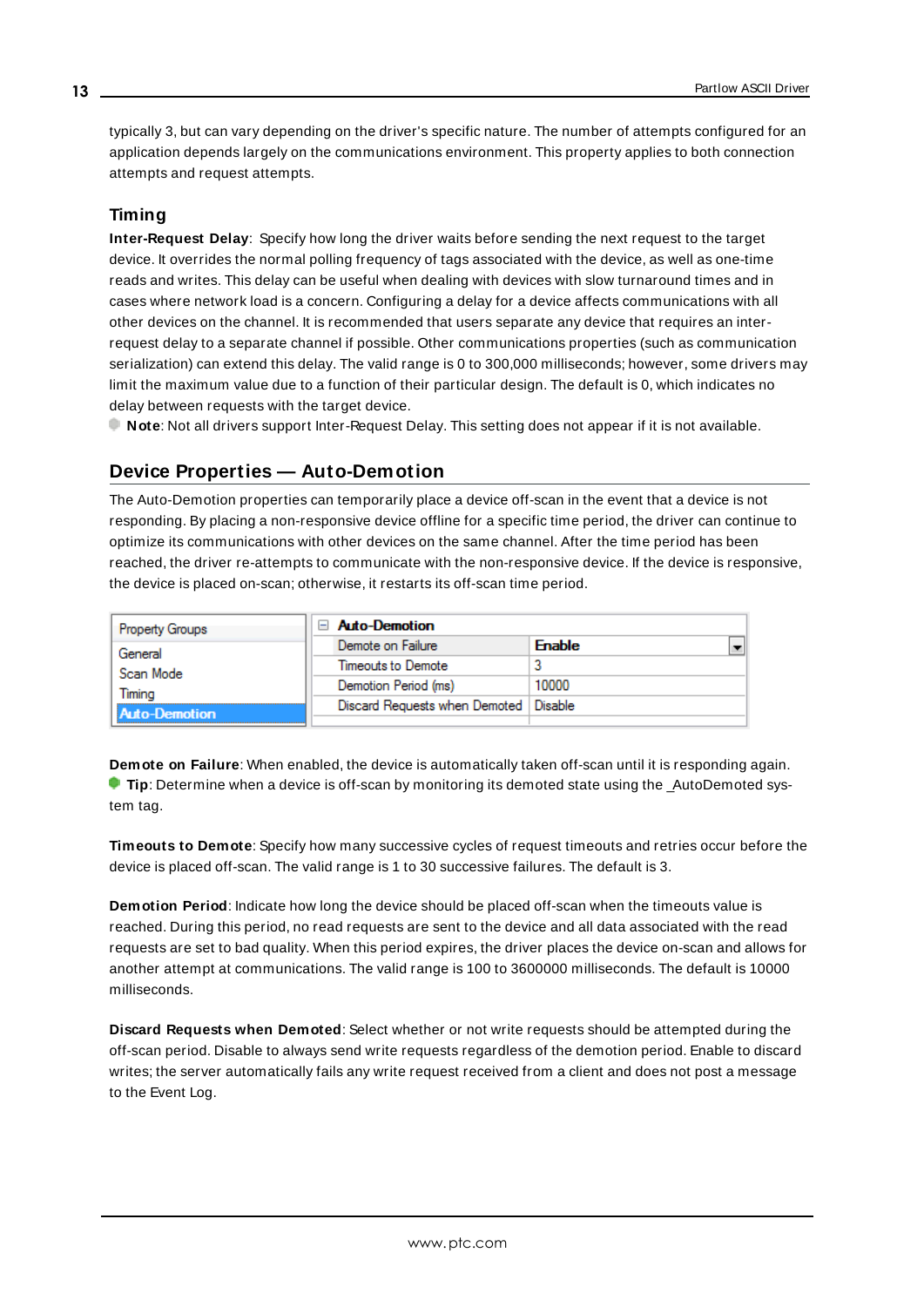typically 3, but can vary depending on the driver's specific nature. The number of attempts configured for an application depends largely on the communications environment. This property applies to both connection attempts and request attempts.

### Timing

**Inter-Request Delay**: Specify how long the driver waits before sending the next request to the target device. It overrides the normal polling frequency of tags associated with the device, as well as one-time reads and writes. This delay can be useful when dealing with devices with slow turnaround times and in cases where network load is a concern. Configuring a delay for a device affects communications with all other devices on the channel. It is recommended that users separate any device that requires an inter-request delay to a separate channel if possible. Other communications properties (such as communication serialization) can extend this delay. The valid range is 0 to 300,000 milliseconds; however, some drivers may limit the maximum value due to a function of their particular design. The default is 0, which indicates no delay between requests with the target device.

**Note**: Not all drivers support Inter-Request Delay. This setting does not appear if it is not available.

## Device Properties — Auto-Demotion

The Auto-Demotion properties can temporarily place a device off-scan in the event that a device is not responding. By placing a non-responsive device offline for a specific time period, the driver can continue to optimize its communications with other devices on the same channel. After the time period has been reached, the driver re-attempts to communicate with the non-responsive device. If the device is responsive, the device is placed on-scan; otherwise, it restarts its off-scan time period.

| Property Groups | Auto-Demotion | |
|---|---|---|
| General | Demote on Failure | Enable |
| Scan Mode | Timeouts to Demote | 3 |
| Timing | Demotion Period (ms) | 10000 |
| Auto-Demotion | Discard Requests when Demoted | Disable |

**Demote on Failure**: When enabled, the device is automatically taken off-scan until it is responding again.

**Tip**: Determine when a device is off-scan by monitoring its demoted state using the _AutoDemoted system tag.

**Timeouts to Demote**: Specify how many successive cycles of request timeouts and retries occur before the device is placed off-scan. The valid range is 1 to 30 successive failures. The default is 3.

**Demotion Period**: Indicate how long the device should be placed off-scan when the timeouts value is reached. During this period, no read requests are sent to the device and all data associated with the read requests are set to bad quality. When this period expires, the driver places the device on-scan and allows for another attempt at communications. The valid range is 100 to 3600000 milliseconds. The default is 10000 milliseconds.

**Discard Requests when Demoted**: Select whether or not write requests should be attempted during the off-scan period. Disable to always send write requests regardless of the demotion period. Enable to discard writes; the server automatically fails any write request received from a client and does not post a message to the Event Log.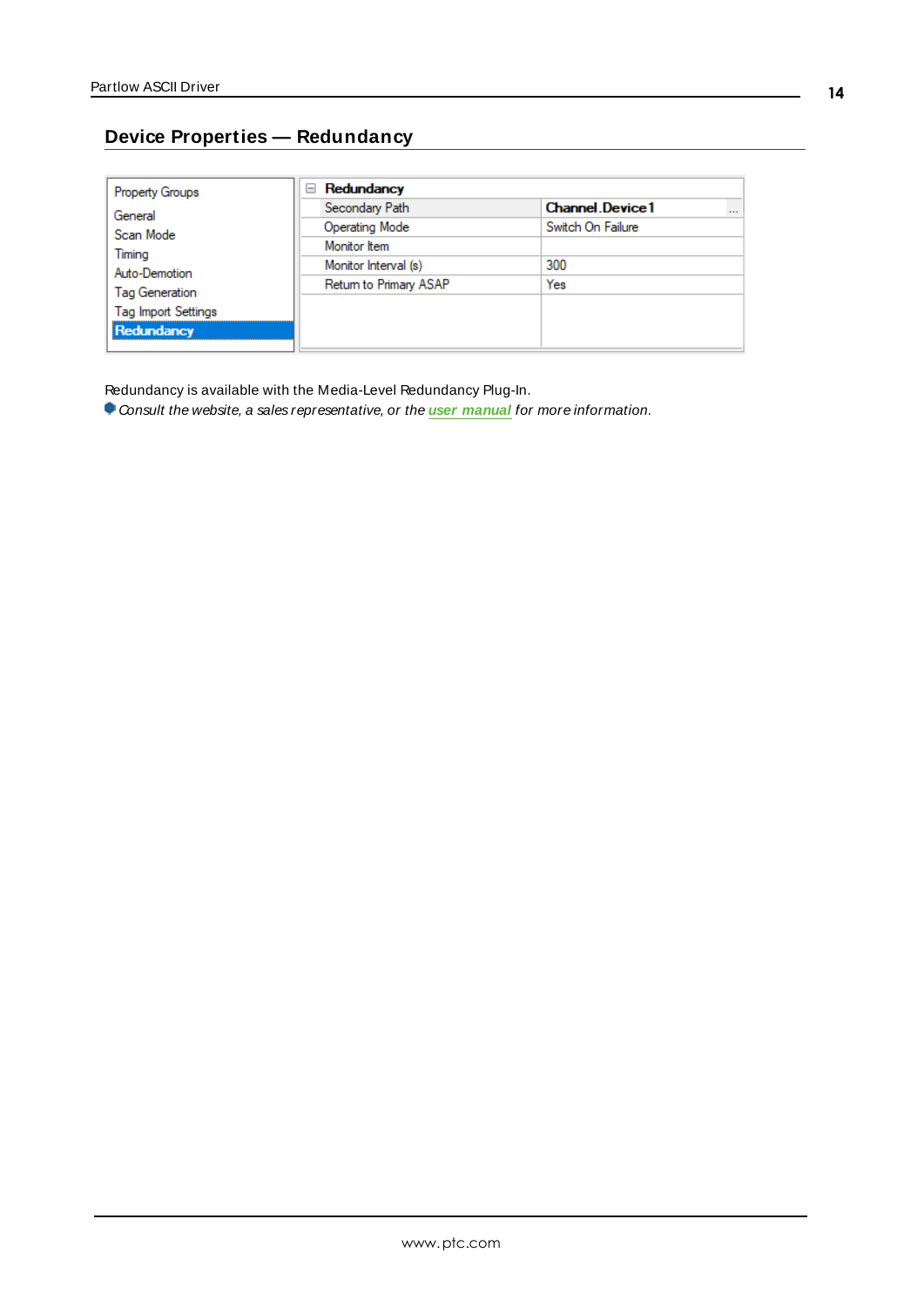## Device Properties — Redundancy

| Property Groups | Redundancy | |
|---|---|---|
| General | Secondary Path | Channel.Device1 |
| Scan Mode | Operating Mode | Switch On Failure |
| Timing | Monitor Item | |
| Auto-Demotion | Monitor Interval (s) | 300 |
| Tag Generation | Return to Primary ASAP | Yes |
| Tag Import Settings | | |
| **Redundancy** | | |

Redundancy is available with the Media-Level Redundancy Plug-In.

*Consult the website, a sales representative, or the **user manual** for more information.*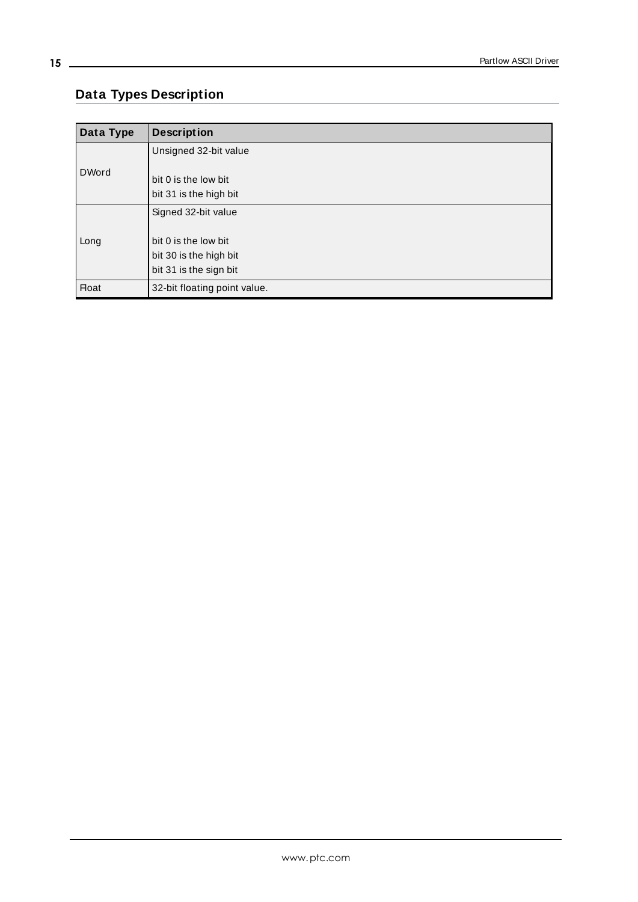## Data Types Description

| Data Type | Description |
|---|---|
| DWord | Unsigned 32-bit value<br><br>bit 0 is the low bit<br>bit 31 is the high bit |
| Long | Signed 32-bit value<br><br>bit 0 is the low bit<br>bit 30 is the high bit<br>bit 31 is the sign bit |
| Float | 32-bit floating point value. |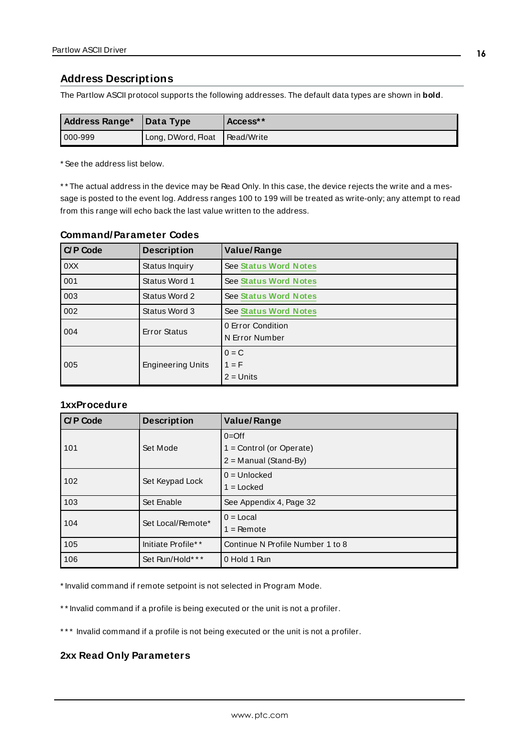## Address Descriptions

The Partlow ASCII protocol supports the following addresses. The default data types are shown in **bold**.

| Address Range* | Data Type | Access** |
|---|---|---|
| 000-999 | Long, DWord, Float | Read/Write |

* See the address list below.

** The actual address in the device may be Read Only. In this case, the device rejects the write and a message is posted to the event log. Address ranges 100 to 199 will be treated as write-only; any attempt to read from this range will echo back the last value written to the address.

### Command/Parameter Codes

| C/P Code | Description | Value/Range |
|---|---|---|
| 0XX | Status Inquiry | See **Status Word Notes** |
| 001 | Status Word 1 | See **Status Word Notes** |
| 003 | Status Word 2 | See **Status Word Notes** |
| 002 | Status Word 3 | See **Status Word Notes** |
| 004 | Error Status | 0 Error Condition<br>N Error Number |
| 005 | Engineering Units | 0 = C<br>1 = F<br>2 = Units |

### 1xxProcedure

| C/P Code | Description | Value/Range |
|---|---|---|
| 101 | Set Mode | 0=Off<br>1 = Control (or Operate)<br>2 = Manual (Stand-By) |
| 102 | Set Keypad Lock | 0 = Unlocked<br>1 = Locked |
| 103 | Set Enable | See Appendix 4, Page 32 |
| 104 | Set Local/Remote* | 0 = Local<br>1 = Remote |
| 105 | Initiate Profile** | Continue N Profile Number 1 to 8 |
| 106 | Set Run/Hold*** | 0 Hold 1 Run |

* Invalid command if remote setpoint is not selected in Program Mode.

** Invalid command if a profile is being executed or the unit is not a profiler.

*** Invalid command if a profile is not being executed or the unit is not a profiler.

### 2xx Read Only Parameters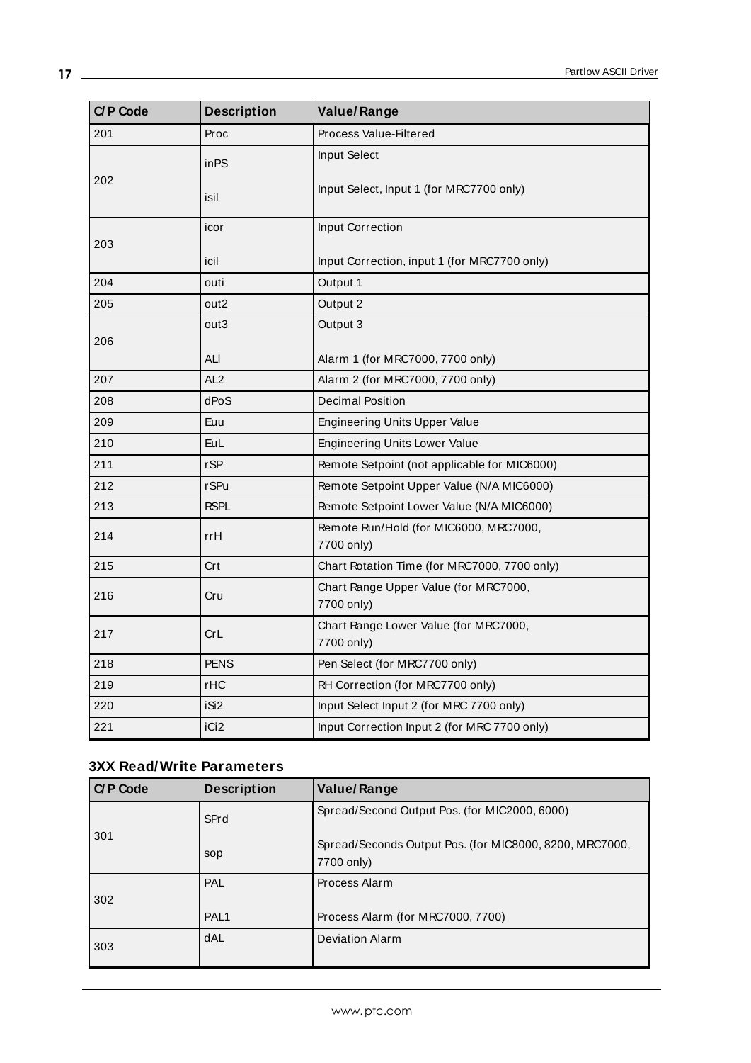| C/P Code | Description | Value/Range |
| --- | --- | --- |
| 201 | Proc | Process Value-Filtered |
| 202 | inPS<br><br>isil | Input Select<br><br>Input Select, Input 1 (for MRC7700 only) |
| 203 | icor<br><br>icil | Input Correction<br><br>Input Correction, input 1 (for MRC7700 only) |
| 204 | outi | Output 1 |
| 205 | out2 | Output 2 |
| 206 | out3<br><br>ALl | Output 3<br><br>Alarm 1 (for MRC7000, 7700 only) |
| 207 | AL2 | Alarm 2 (for MRC7000, 7700 only) |
| 208 | dPoS | Decimal Position |
| 209 | Euu | Engineering Units Upper Value |
| 210 | EuL | Engineering Units Lower Value |
| 211 | rSP | Remote Setpoint (not applicable for MIC6000) |
| 212 | rSPu | Remote Setpoint Upper Value (N/A MIC6000) |
| 213 | RSPL | Remote Setpoint Lower Value (N/A MIC6000) |
| 214 | rrH | Remote Run/Hold (for MIC6000, MRC7000, 7700 only) |
| 215 | Crt | Chart Rotation Time (for MRC7000, 7700 only) |
| 216 | Cru | Chart Range Upper Value (for MRC7000, 7700 only) |
| 217 | CrL | Chart Range Lower Value (for MRC7000, 7700 only) |
| 218 | PENS | Pen Select (for MRC7700 only) |
| 219 | rHC | RH Correction (for MRC7700 only) |
| 220 | iSi2 | Input Select Input 2 (for MRC 7700 only) |
| 221 | iCi2 | Input Correction Input 2 (for MRC 7700 only) |

### 3XX Read/Write Parameters

| C/P Code | Description | Value/Range |
| --- | --- | --- |
| 301 | SPrd<br><br>sop | Spread/Second Output Pos. (for MIC2000, 6000)<br><br>Spread/Seconds Output Pos. (for MIC8000, 8200, MRC7000, 7700 only) |
| 302 | PAL<br><br>PAL1 | Process Alarm<br><br>Process Alarm (for MRC7000, 7700) |
| 303 | dAL | Deviation Alarm |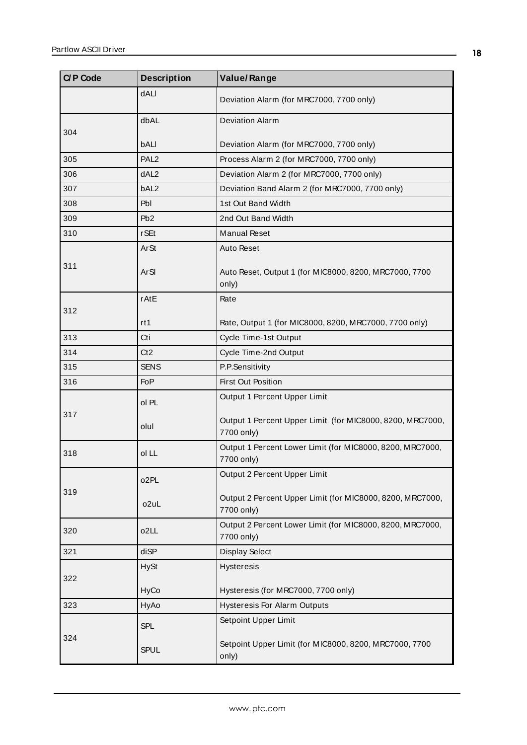| C/P Code | Description | Value/Range |
|---|---|---|
| | dALI | Deviation Alarm (for MRC7000, 7700 only) |
| 304 | dbAL<br>bALI | Deviation Alarm<br>Deviation Alarm (for MRC7000, 7700 only) |
| 305 | PAL2 | Process Alarm 2 (for MRC7000, 7700 only) |
| 306 | dAL2 | Deviation Alarm 2 (for MRC7000, 7700 only) |
| 307 | bAL2 | Deviation Band Alarm 2 (for MRC7000, 7700 only) |
| 308 | Pbl | 1st Out Band Width |
| 309 | Pb2 | 2nd Out Band Width |
| 310 | rSEt | Manual Reset |
| 311 | ArSt<br>ArSl | Auto Reset<br>Auto Reset, Output 1 (for MIC8000, 8200, MRC7000, 7700 only) |
| 312 | rAtE<br>rt1 | Rate<br>Rate, Output 1 (for MIC8000, 8200, MRC7000, 7700 only) |
| 313 | Cti | Cycle Time-1st Output |
| 314 | Ct2 | Cycle Time-2nd Output |
| 315 | SENS | P.P.Sensitivity |
| 316 | FoP | First Out Position |
| 317 | ol PL<br>olul | Output 1 Percent Upper Limit<br>Output 1 Percent Upper Limit (for MIC8000, 8200, MRC7000, 7700 only) |
| 318 | ol LL | Output 1 Percent Lower Limit (for MIC8000, 8200, MRC7000, 7700 only) |
| 319 | o2PL<br>o2uL | Output 2 Percent Upper Limit<br>Output 2 Percent Upper Limit (for MIC8000, 8200, MRC7000, 7700 only) |
| 320 | o2LL | Output 2 Percent Lower Limit (for MIC8000, 8200, MRC7000, 7700 only) |
| 321 | diSP | Display Select |
| 322 | HySt<br>HyCo | Hysteresis<br>Hysteresis (for MRC7000, 7700 only) |
| 323 | HyAo | Hysteresis For Alarm Outputs |
| 324 | SPL<br>SPUL | Setpoint Upper Limit<br>Setpoint Upper Limit (for MIC8000, 8200, MRC7000, 7700 only) |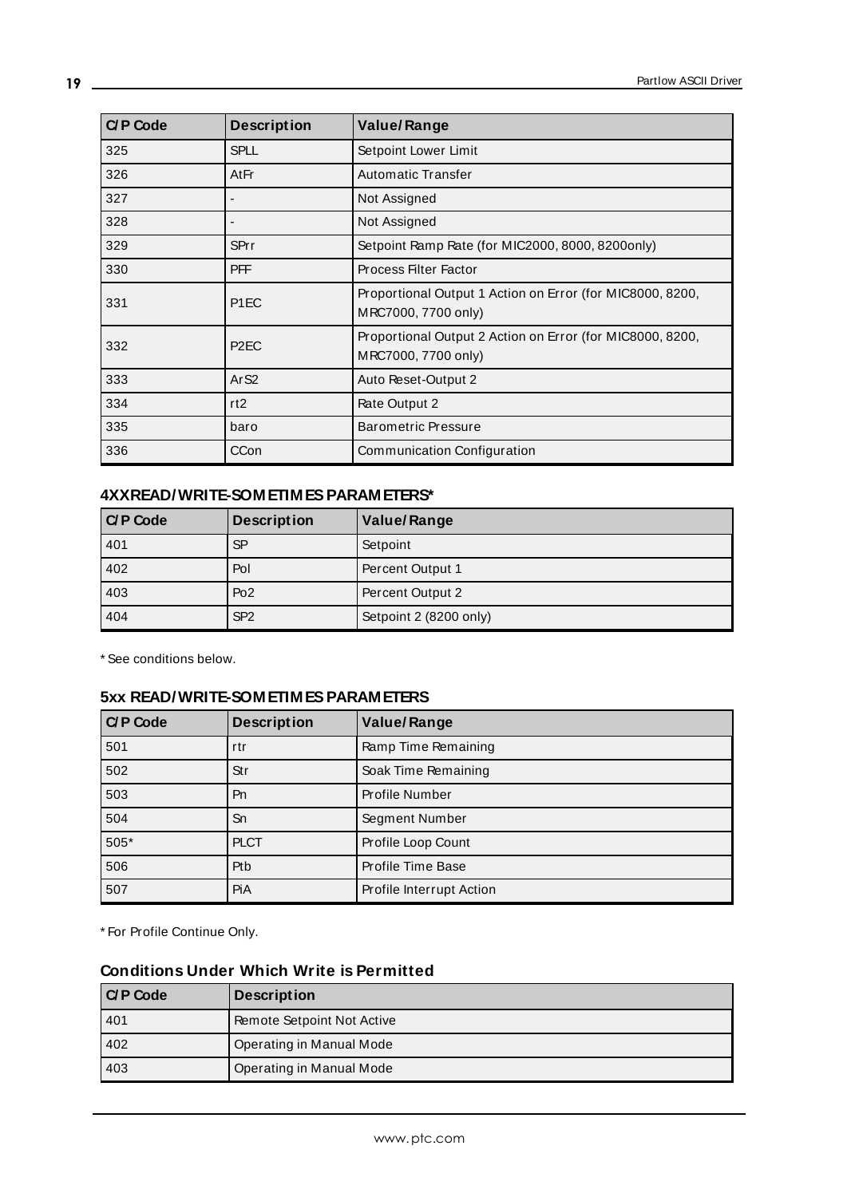| C/P Code | Description | Value/Range |
| --- | --- | --- |
| 325 | SPLL | Setpoint Lower Limit |
| 326 | AtFr | Automatic Transfer |
| 327 | - | Not Assigned |
| 328 | - | Not Assigned |
| 329 | SPrr | Setpoint Ramp Rate (for MIC2000, 8000, 8200only) |
| 330 | PFF | Process Filter Factor |
| 331 | P1EC | Proportional Output 1 Action on Error (for MIC8000, 8200, MRC7000, 7700 only) |
| 332 | P2EC | Proportional Output 2 Action on Error (for MIC8000, 8200, MRC7000, 7700 only) |
| 333 | ArS2 | Auto Reset-Output 2 |
| 334 | rt2 | Rate Output 2 |
| 335 | baro | Barometric Pressure |
| 336 | CCon | Communication Configuration |

### 4XXREAD/WRITE-SOMETIMES PARAMETERS*

| C/P Code | Description | Value/Range |
| --- | --- | --- |
| 401 | SP | Setpoint |
| 402 | Pol | Percent Output 1 |
| 403 | Po2 | Percent Output 2 |
| 404 | SP2 | Setpoint 2 (8200 only) |

* See conditions below.

### 5xx READ/WRITE-SOMETIMES PARAMETERS

| C/P Code | Description | Value/Range |
| --- | --- | --- |
| 501 | rtr | Ramp Time Remaining |
| 502 | Str | Soak Time Remaining |
| 503 | Pn | Profile Number |
| 504 | Sn | Segment Number |
| 505* | PLCT | Profile Loop Count |
| 506 | Ptb | Profile Time Base |
| 507 | PiA | Profile Interrupt Action |

* For Profile Continue Only.

### Conditions Under Which Write is Permitted

| C/P Code | Description |
| --- | --- |
| 401 | Remote Setpoint Not Active |
| 402 | Operating in Manual Mode |
| 403 | Operating in Manual Mode |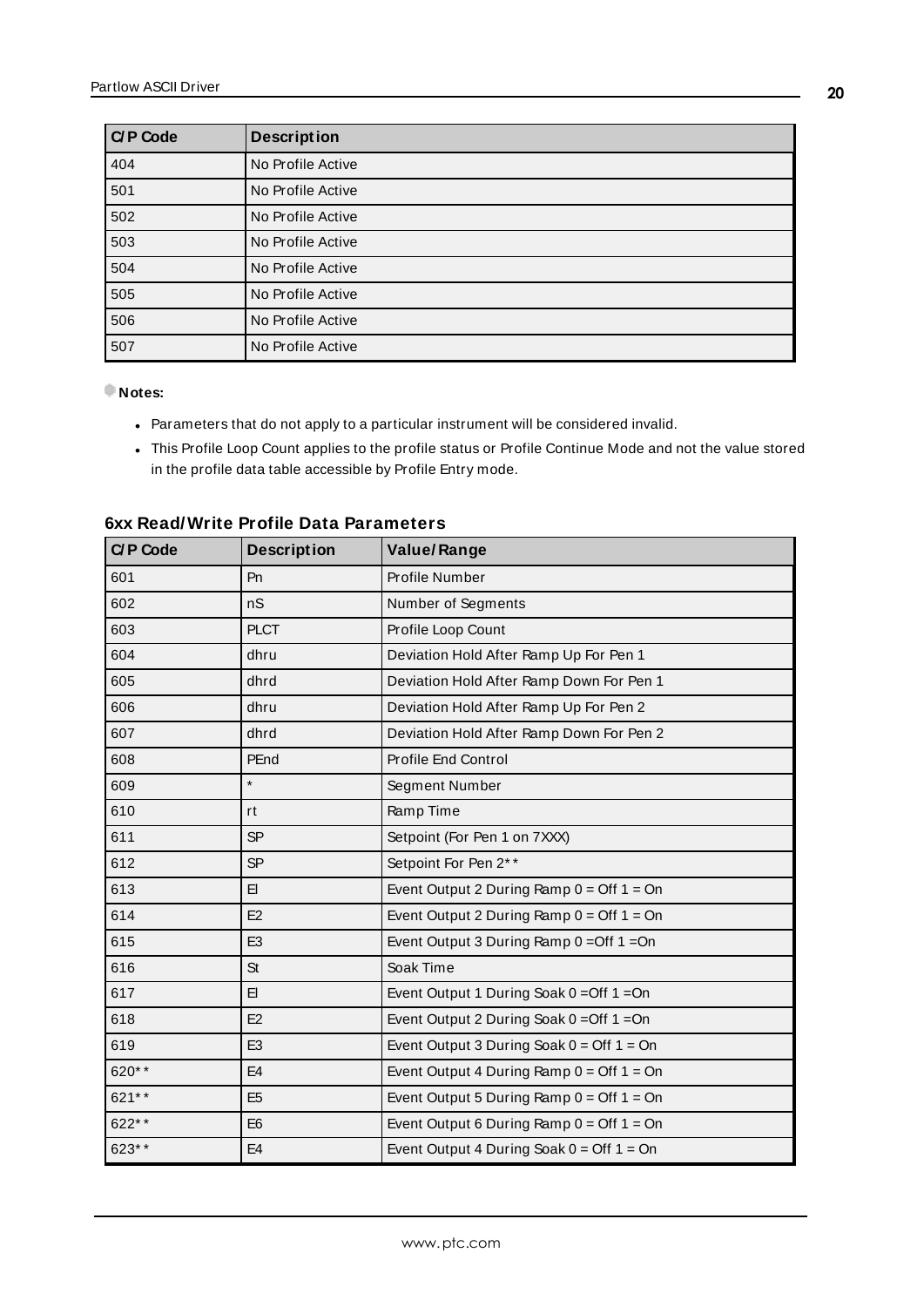| C/P Code | Description |
| --- | --- |
| 404 | No Profile Active |
| 501 | No Profile Active |
| 502 | No Profile Active |
| 503 | No Profile Active |
| 504 | No Profile Active |
| 505 | No Profile Active |
| 506 | No Profile Active |
| 507 | No Profile Active |

**Notes:**

- Parameters that do not apply to a particular instrument will be considered invalid.
- This Profile Loop Count applies to the profile status or Profile Continue Mode and not the value stored in the profile data table accessible by Profile Entry mode.

### 6xx Read/Write Profile Data Parameters

| C/P Code | Description | Value/Range |
| --- | --- | --- |
| 601 | Pn | Profile Number |
| 602 | nS | Number of Segments |
| 603 | PLCT | Profile Loop Count |
| 604 | dhru | Deviation Hold After Ramp Up For Pen 1 |
| 605 | dhrd | Deviation Hold After Ramp Down For Pen 1 |
| 606 | dhru | Deviation Hold After Ramp Up For Pen 2 |
| 607 | dhrd | Deviation Hold After Ramp Down For Pen 2 |
| 608 | PEnd | Profile End Control |
| 609 | * | Segment Number |
| 610 | rt | Ramp Time |
| 611 | SP | Setpoint (For Pen 1 on 7XXX) |
| 612 | SP | Setpoint For Pen 2** |
| 613 | El | Event Output 2 During Ramp 0 = Off 1 = On |
| 614 | E2 | Event Output 2 During Ramp 0 = Off 1 = On |
| 615 | E3 | Event Output 3 During Ramp 0 =Off 1 =On |
| 616 | St | Soak Time |
| 617 | El | Event Output 1 During Soak 0 =Off 1 =On |
| 618 | E2 | Event Output 2 During Soak 0 =Off 1 =On |
| 619 | E3 | Event Output 3 During Soak 0 = Off 1 = On |
| 620** | E4 | Event Output 4 During Ramp 0 = Off 1 = On |
| 621** | E5 | Event Output 5 During Ramp 0 = Off 1 = On |
| 622** | E6 | Event Output 6 During Ramp 0 = Off 1 = On |
| 623** | E4 | Event Output 4 During Soak 0 = Off 1 = On |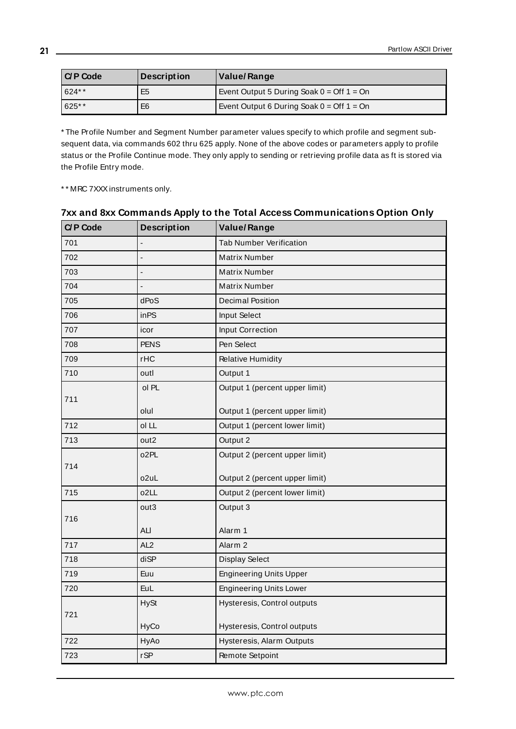| C/P Code | Description | Value/Range |
| --- | --- | --- |
| 624** | E5 | Event Output 5 During Soak 0 = Off 1 = On |
| 625** | E6 | Event Output 6 During Soak 0 = Off 1 = On |

* The Profile Number and Segment Number parameter values specify to which profile and segment subsequent data, via commands 602 thru 625 apply. None of the above codes or parameters apply to profile status or the Profile Continue mode. They only apply to sending or retrieving profile data as ft is stored via the Profile Entry mode.

** MRC 7XXX instruments only.

### 7xx and 8xx Commands Apply to the Total Access Communications Option Only

| C/P Code | Description | Value/Range |
| --- | --- | --- |
| 701 | - | Tab Number Verification |
| 702 | - | Matrix Number |
| 703 | - | Matrix Number |
| 704 | - | Matrix Number |
| 705 | dPoS | Decimal Position |
| 706 | inPS | Input Select |
| 707 | icor | Input Correction |
| 708 | PENS | Pen Select |
| 709 | rHC | Relative Humidity |
| 710 | outl | Output 1 |
| 711 | ol PL<br><br>olul | Output 1 (percent upper limit)<br><br>Output 1 (percent upper limit) |
| 712 | ol LL | Output 1 (percent lower limit) |
| 713 | out2 | Output 2 |
| 714 | o2PL<br><br>o2uL | Output 2 (percent upper limit)<br><br>Output 2 (percent upper limit) |
| 715 | o2LL | Output 2 (percent lower limit) |
| 716 | out3<br><br>ALl | Output 3<br><br>Alarm 1 |
| 717 | AL2 | Alarm 2 |
| 718 | diSP | Display Select |
| 719 | Euu | Engineering Units Upper |
| 720 | EuL | Engineering Units Lower |
| 721 | HySt<br><br>HyCo | Hysteresis, Control outputs<br><br>Hysteresis, Control outputs |
| 722 | HyAo | Hysteresis, Alarm Outputs |
| 723 | rSP | Remote Setpoint |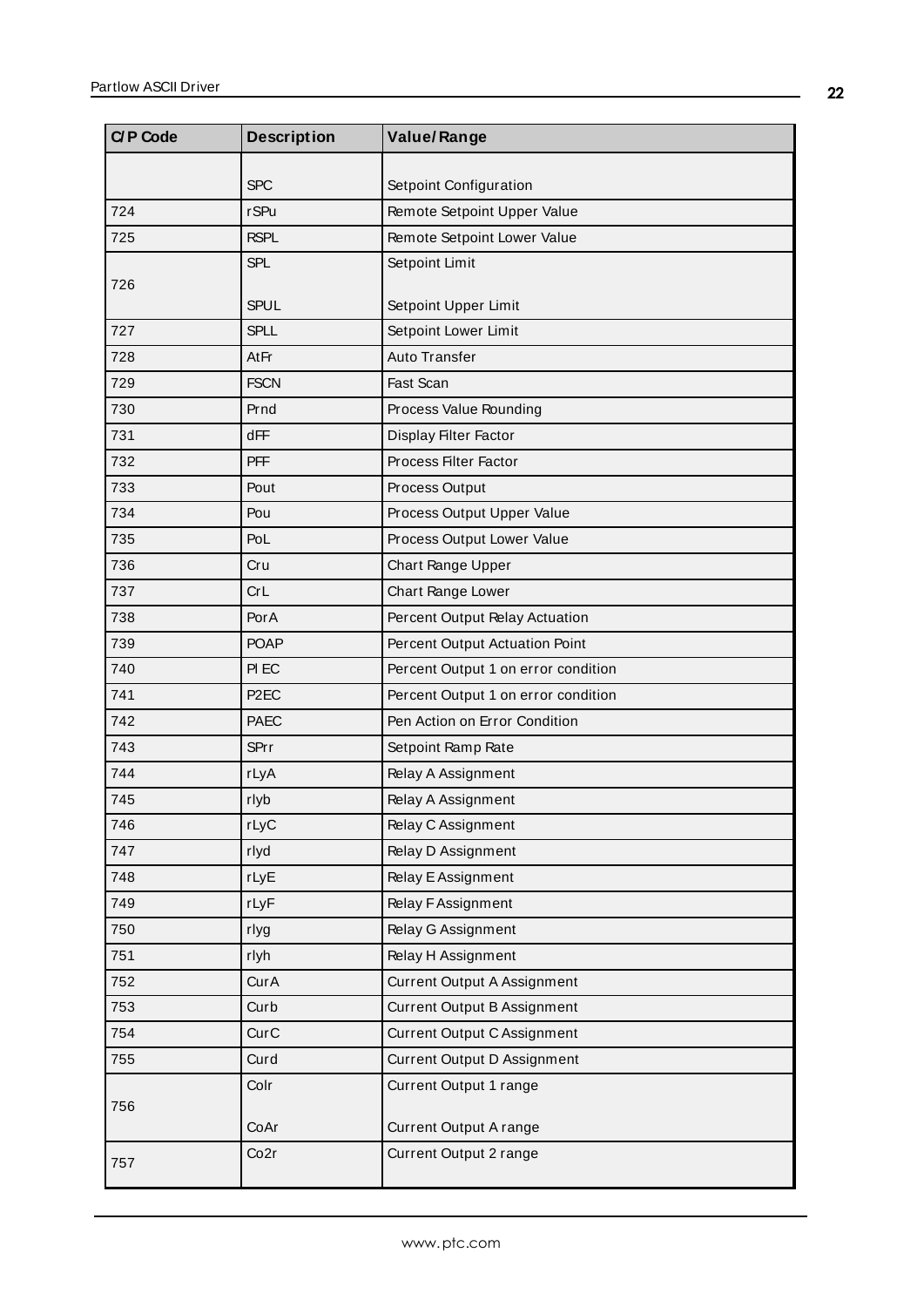| C/P Code | Description | Value/Range |
|---|---|---|
| | SPC | Setpoint Configuration |
| 724 | rSPu | Remote Setpoint Upper Value |
| 725 | RSPL | Remote Setpoint Lower Value |
| 726 | SPL<br><br>SPUL | Setpoint Limit<br><br>Setpoint Upper Limit |
| 727 | SPLL | Setpoint Lower Limit |
| 728 | AtFr | Auto Transfer |
| 729 | FSCN | Fast Scan |
| 730 | Prnd | Process Value Rounding |
| 731 | dFF | Display Filter Factor |
| 732 | PFF | Process Filter Factor |
| 733 | Pout | Process Output |
| 734 | Pou | Process Output Upper Value |
| 735 | PoL | Process Output Lower Value |
| 736 | Cru | Chart Range Upper |
| 737 | CrL | Chart Range Lower |
| 738 | PorA | Percent Output Relay Actuation |
| 739 | POAP | Percent Output Actuation Point |
| 740 | PI EC | Percent Output 1 on error condition |
| 741 | P2EC | Percent Output 1 on error condition |
| 742 | PAEC | Pen Action on Error Condition |
| 743 | SPrr | Setpoint Ramp Rate |
| 744 | rLyA | Relay A Assignment |
| 745 | rlyb | Relay A Assignment |
| 746 | rLyC | Relay C Assignment |
| 747 | rlyd | Relay D Assignment |
| 748 | rLyE | Relay E Assignment |
| 749 | rLyF | Relay F Assignment |
| 750 | rlyg | Relay G Assignment |
| 751 | rlyh | Relay H Assignment |
| 752 | CurA | Current Output A Assignment |
| 753 | Curb | Current Output B Assignment |
| 754 | CurC | Current Output C Assignment |
| 755 | Curd | Current Output D Assignment |
| 756 | Colr<br><br>CoAr | Current Output 1 range<br><br>Current Output A range |
| 757 | Co2r | Current Output 2 range |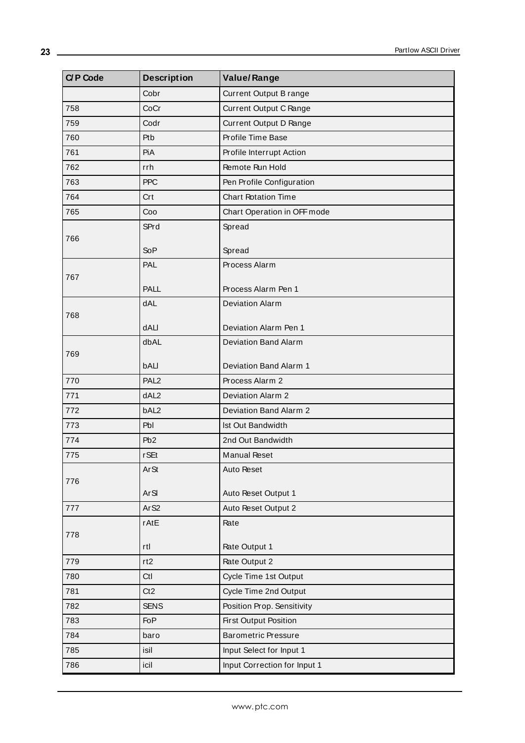| C/P Code | Description | Value/Range |
|---|---|---|
| | Cobr | Current Output B range |
| 758 | CoCr | Current Output C Range |
| 759 | Codr | Current Output D Range |
| 760 | Ptb | Profile Time Base |
| 761 | PiA | Profile Interrupt Action |
| 762 | rrh | Remote Run Hold |
| 763 | PPC | Pen Profile Configuration |
| 764 | Crt | Chart Rotation Time |
| 765 | Coo | Chart Operation in OFF mode |
| 766 | SPrd<br><br>SoP | Spread<br><br>Spread |
| 767 | PAL<br><br>PALL | Process Alarm<br><br>Process Alarm Pen 1 |
| 768 | dAL<br><br>dALl | Deviation Alarm<br><br>Deviation Alarm Pen 1 |
| 769 | dbAL<br><br>bALl | Deviation Band Alarm<br><br>Deviation Band Alarm 1 |
| 770 | PAL2 | Process Alarm 2 |
| 771 | dAL2 | Deviation Alarm 2 |
| 772 | bAL2 | Deviation Band Alarm 2 |
| 773 | Pbl | lst Out Bandwidth |
| 774 | Pb2 | 2nd Out Bandwidth |
| 775 | rSEt | Manual Reset |
| 776 | ArSt<br><br>ArSl | Auto Reset<br><br>Auto Reset Output 1 |
| 777 | ArS2 | Auto Reset Output 2 |
| 778 | rAtE<br><br>rtl | Rate<br><br>Rate Output 1 |
| 779 | rt2 | Rate Output 2 |
| 780 | Ctl | Cycle Time 1st Output |
| 781 | Ct2 | Cycle Time 2nd Output |
| 782 | SENS | Position Prop. Sensitivity |
| 783 | FoP | First Output Position |
| 784 | baro | Barometric Pressure |
| 785 | isil | Input Select for Input 1 |
| 786 | icil | Input Correction for Input 1 |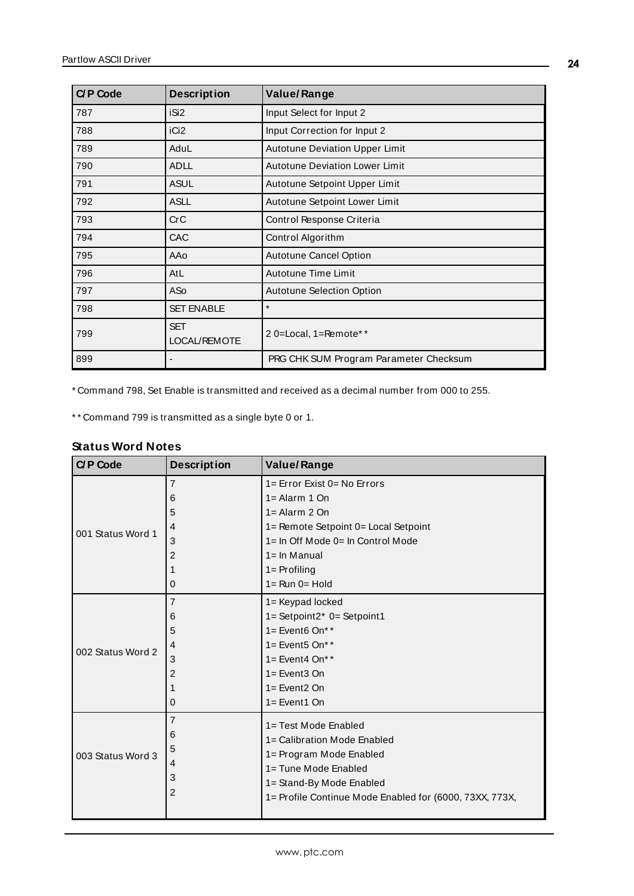| C/P Code | Description | Value/Range |
|---|---|---|
| 787 | iSi2 | Input Select for Input 2 |
| 788 | iCi2 | Input Correction for Input 2 |
| 789 | AduL | Autotune Deviation Upper Limit |
| 790 | ADLL | Autotune Deviation Lower Limit |
| 791 | ASUL | Autotune Setpoint Upper Limit |
| 792 | ASLL | Autotune Setpoint Lower Limit |
| 793 | CrC | Control Response Criteria |
| 794 | CAC | Control Algorithm |
| 795 | AAo | Autotune Cancel Option |
| 796 | AtL | Autotune Time Limit |
| 797 | ASo | Autotune Selection Option |
| 798 | SET ENABLE | * |
| 799 | SET LOCAL/REMOTE | 2 0=Local, 1=Remote** |
| 899 | - | PRG CHK SUM Program Parameter Checksum |

* Command 798, Set Enable is transmitted and received as a decimal number from 000 to 255.

** Command 799 is transmitted as a single byte 0 or 1.

### Status Word Notes

| C/P Code | Description | Value/Range |
|---|---|---|
| 001 Status Word 1 | 7<br>6<br>5<br>4<br>3<br>2<br>1<br>0 | 1= Error Exist 0= No Errors<br>1= Alarm 1 On<br>1= Alarm 2 On<br>1= Remote Setpoint 0= Local Setpoint<br>1= In Off Mode 0= In Control Mode<br>1= In Manual<br>1= Profiling<br>1= Run 0= Hold |
| 002 Status Word 2 | 7<br>6<br>5<br>4<br>3<br>2<br>1<br>0 | 1= Keypad locked<br>1= Setpoint2* 0= Setpoint1<br>1= Event6 On**<br>1= Event5 On**<br>1= Event4 On**<br>1= Event3 On<br>1= Event2 On<br>1= Event1 On |
| 003 Status Word 3 | 7<br>6<br>5<br>4<br>3<br>2 | 1= Test Mode Enabled<br>1= Calibration Mode Enabled<br>1= Program Mode Enabled<br>1= Tune Mode Enabled<br>1= Stand-By Mode Enabled<br>1= Profile Continue Mode Enabled for (6000, 73XX, 773X, |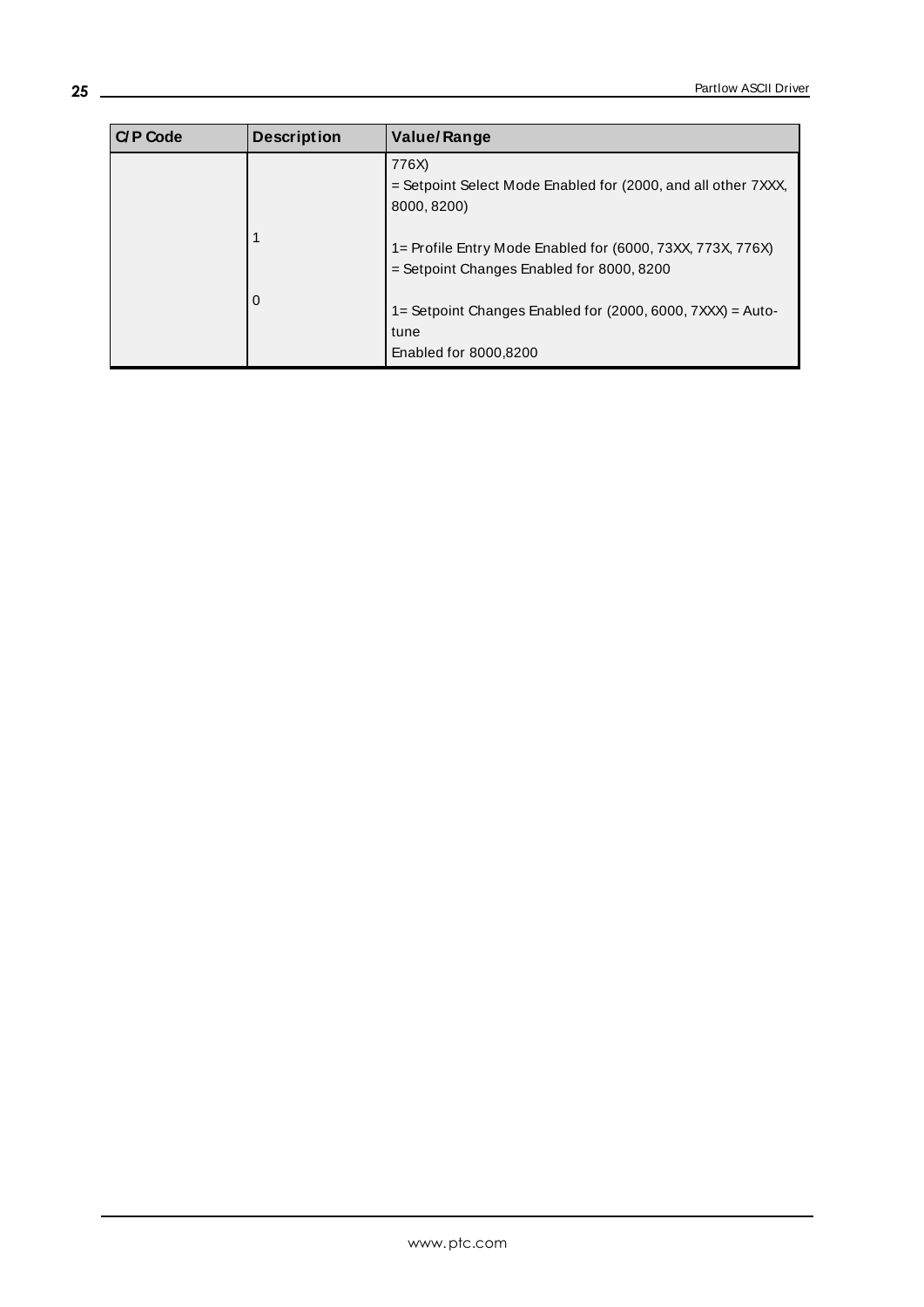| C/P Code | Description | Value/Range |
|---|---|---|
| | <br>1<br>0 | 776X)<br>= Setpoint Select Mode Enabled for (2000, and all other 7XXX, 8000, 8200)<br>1= Profile Entry Mode Enabled for (6000, 73XX, 773X, 776X)<br>= Setpoint Changes Enabled for 8000, 8200<br>1= Setpoint Changes Enabled for (2000, 6000, 7XXX) = Auto-tune<br>Enabled for 8000,8200 |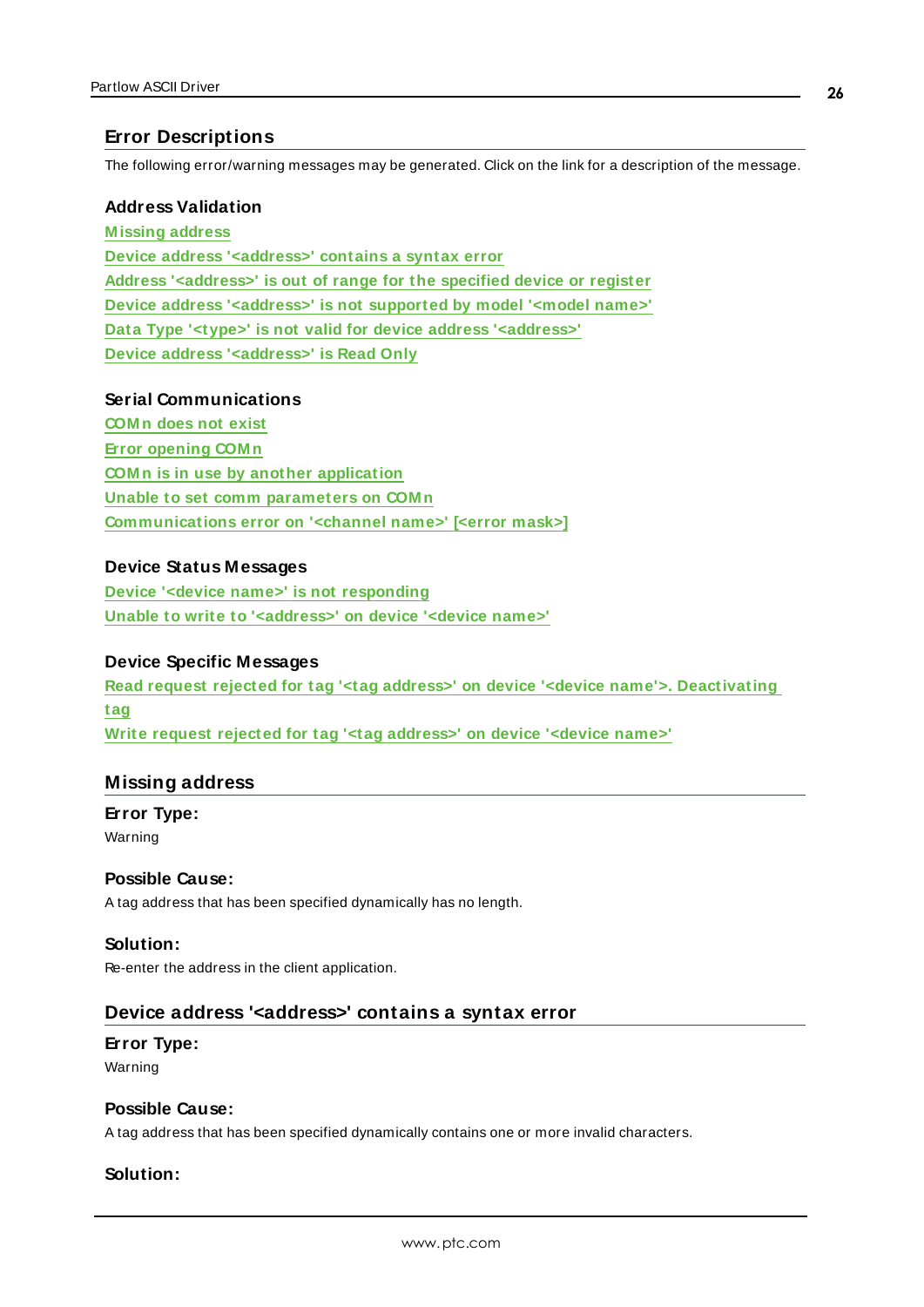## Error Descriptions

The following error/warning messages may be generated. Click on the link for a description of the message.

### Address Validation

Missing address
Device address '<address>' contains a syntax error
Address '<address>' is out of range for the specified device or register
Device address '<address>' is not supported by model '<model name>'
Data Type '<type>' is not valid for device address '<address>'
Device address '<address>' is Read Only

### Serial Communications

COMn does not exist
Error opening COMn
COMn is in use by another application
Unable to set comm parameters on COMn
Communications error on '<channel name>' [<error mask>]

### Device Status Messages

Device '<device name>' is not responding
Unable to write to '<address>' on device '<device name>'

### Device Specific Messages

Read request rejected for tag '<tag address>' on device '<device name'>. Deactivating tag
Write request rejected for tag '<tag address>' on device '<device name>'

## Missing address

**Error Type:**
Warning

**Possible Cause:**
A tag address that has been specified dynamically has no length.

**Solution:**
Re-enter the address in the client application.

## Device address '<address>' contains a syntax error

**Error Type:**
Warning

**Possible Cause:**
A tag address that has been specified dynamically contains one or more invalid characters.

**Solution:**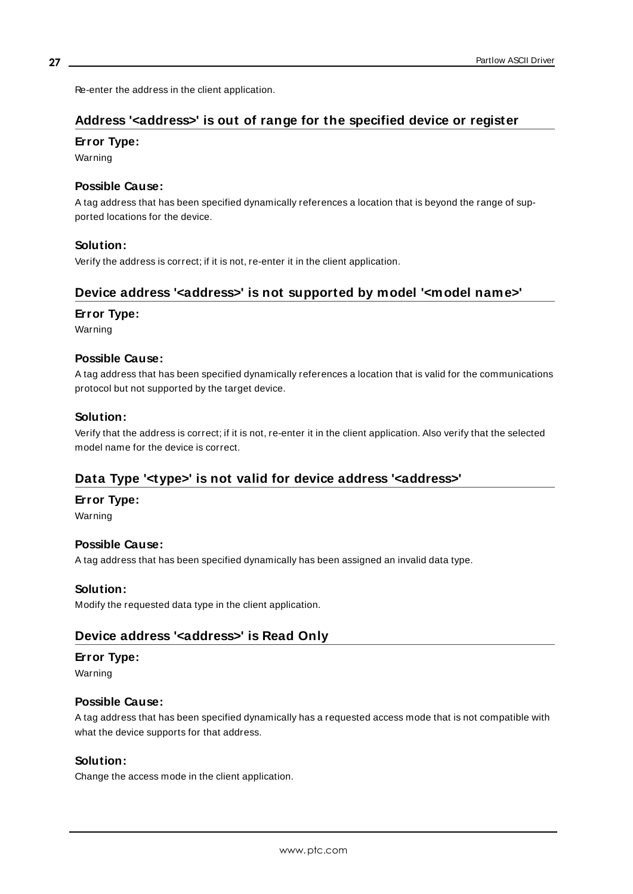Re-enter the address in the client application.

## Address '<address>' is out of range for the specified device or register

### Error Type:

Warning

### Possible Cause:

A tag address that has been specified dynamically references a location that is beyond the range of supported locations for the device.

### Solution:

Verify the address is correct; if it is not, re-enter it in the client application.

## Device address '<address>' is not supported by model '<model name>'

### Error Type:

Warning

### Possible Cause:

A tag address that has been specified dynamically references a location that is valid for the communications protocol but not supported by the target device.

### Solution:

Verify that the address is correct; if it is not, re-enter it in the client application. Also verify that the selected model name for the device is correct.

## Data Type '<type>' is not valid for device address '<address>'

### Error Type:

Warning

### Possible Cause:

A tag address that has been specified dynamically has been assigned an invalid data type.

### Solution:

Modify the requested data type in the client application.

## Device address '<address>' is Read Only

### Error Type:

Warning

### Possible Cause:

A tag address that has been specified dynamically has a requested access mode that is not compatible with what the device supports for that address.

### Solution:

Change the access mode in the client application.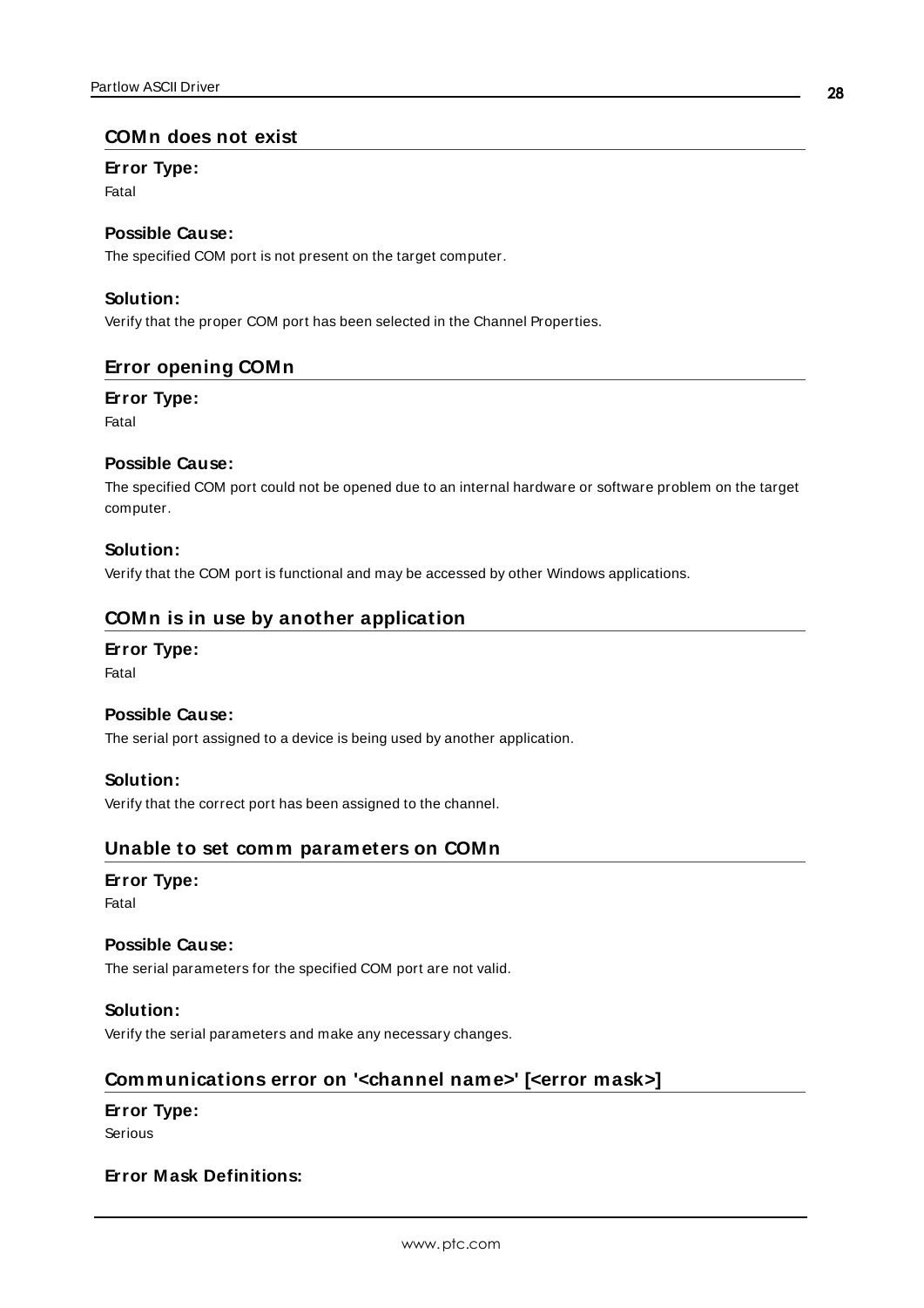## COMn does not exist

### Error Type:
Fatal

### Possible Cause:
The specified COM port is not present on the target computer.

### Solution:
Verify that the proper COM port has been selected in the Channel Properties.

## Error opening COMn

### Error Type:
Fatal

### Possible Cause:
The specified COM port could not be opened due to an internal hardware or software problem on the target computer.

### Solution:
Verify that the COM port is functional and may be accessed by other Windows applications.

## COMn is in use by another application

### Error Type:
Fatal

### Possible Cause:
The serial port assigned to a device is being used by another application.

### Solution:
Verify that the correct port has been assigned to the channel.

## Unable to set comm parameters on COMn

### Error Type:
Fatal

### Possible Cause:
The serial parameters for the specified COM port are not valid.

### Solution:
Verify the serial parameters and make any necessary changes.

## Communications error on '<channel name>' [<error mask>]

### Error Type:
Serious

### Error Mask Definitions: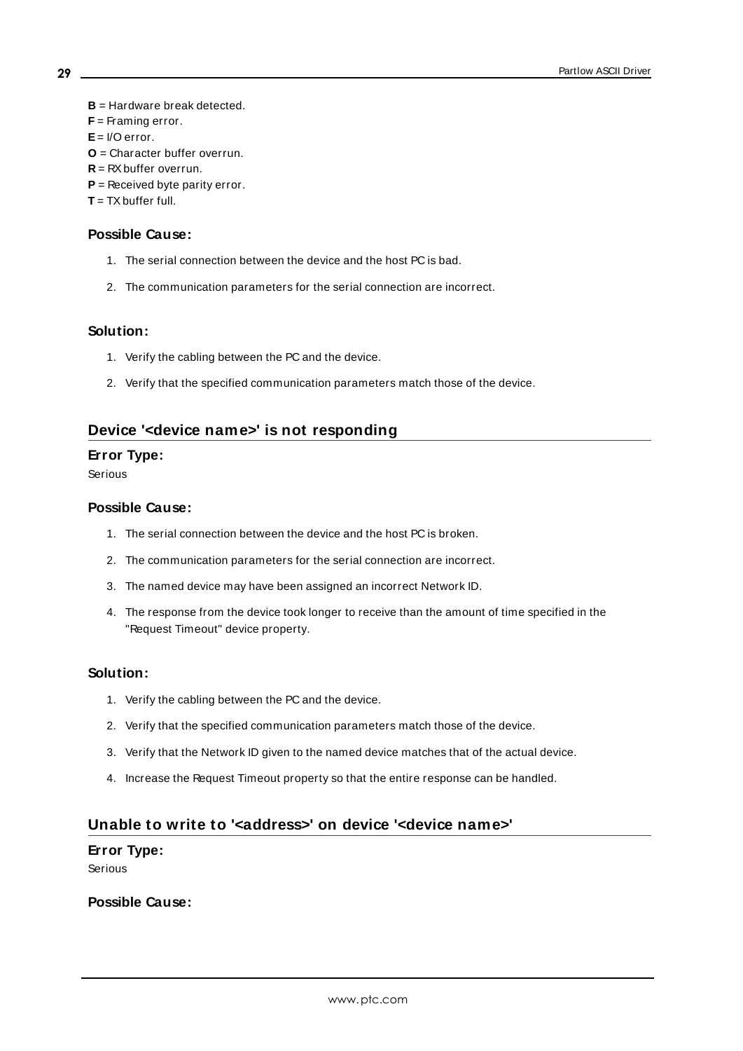**B** = Hardware break detected.
**F** = Framing error.
**E** = I/O error.
**O** = Character buffer overrun.
**R** = RX buffer overrun.
**P** = Received byte parity error.
**T** = TX buffer full.

#### Possible Cause:

1. The serial connection between the device and the host PC is bad.
2. The communication parameters for the serial connection are incorrect.

#### Solution:

1. Verify the cabling between the PC and the device.
2. Verify that the specified communication parameters match those of the device.

### Device '<device name>' is not responding

#### Error Type:

Serious

#### Possible Cause:

1. The serial connection between the device and the host PC is broken.
2. The communication parameters for the serial connection are incorrect.
3. The named device may have been assigned an incorrect Network ID.
4. The response from the device took longer to receive than the amount of time specified in the "Request Timeout" device property.

#### Solution:

1. Verify the cabling between the PC and the device.
2. Verify that the specified communication parameters match those of the device.
3. Verify that the Network ID given to the named device matches that of the actual device.
4. Increase the Request Timeout property so that the entire response can be handled.

### Unable to write to '<address>' on device '<device name>'

#### Error Type:

Serious

#### Possible Cause: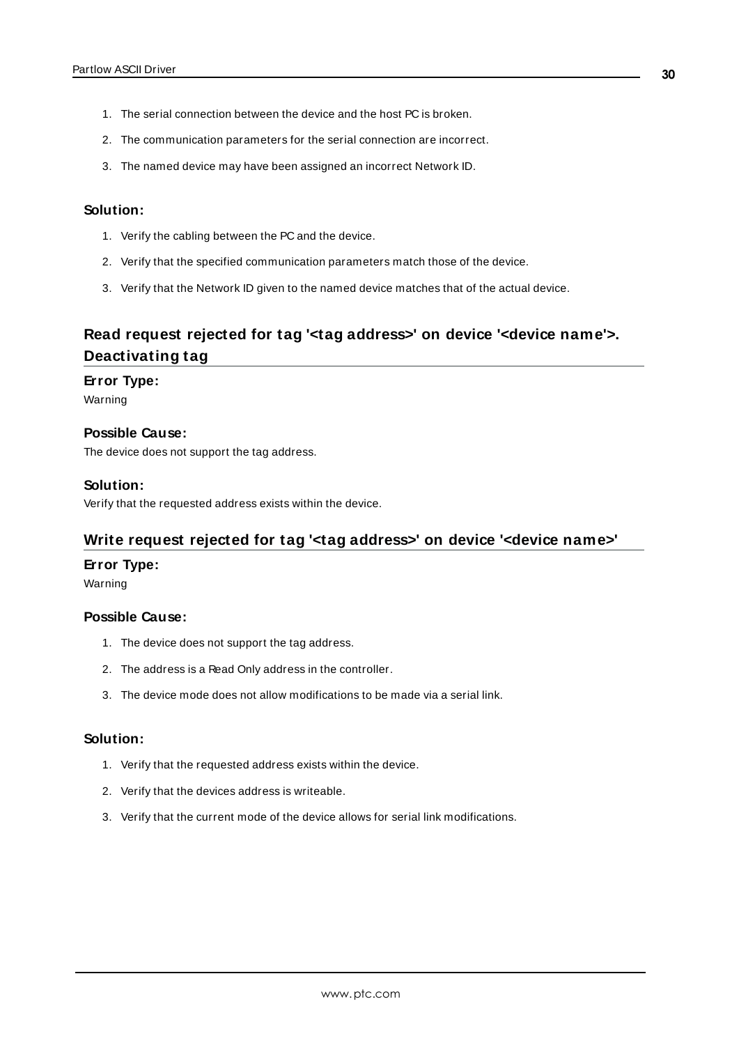1. The serial connection between the device and the host PC is broken.
2. The communication parameters for the serial connection are incorrect.
3. The named device may have been assigned an incorrect Network ID.

**Solution:**

1. Verify the cabling between the PC and the device.
2. Verify that the specified communication parameters match those of the device.
3. Verify that the Network ID given to the named device matches that of the actual device.

## Read request rejected for tag '<tag address>' on device '<device name'>. Deactivating tag

**Error Type:**

Warning

**Possible Cause:**

The device does not support the tag address.

**Solution:**

Verify that the requested address exists within the device.

## Write request rejected for tag '<tag address>' on device '<device name>'

**Error Type:**

Warning

**Possible Cause:**

1. The device does not support the tag address.
2. The address is a Read Only address in the controller.
3. The device mode does not allow modifications to be made via a serial link.

**Solution:**

1. Verify that the requested address exists within the device.
2. Verify that the devices address is writeable.
3. Verify that the current mode of the device allows for serial link modifications.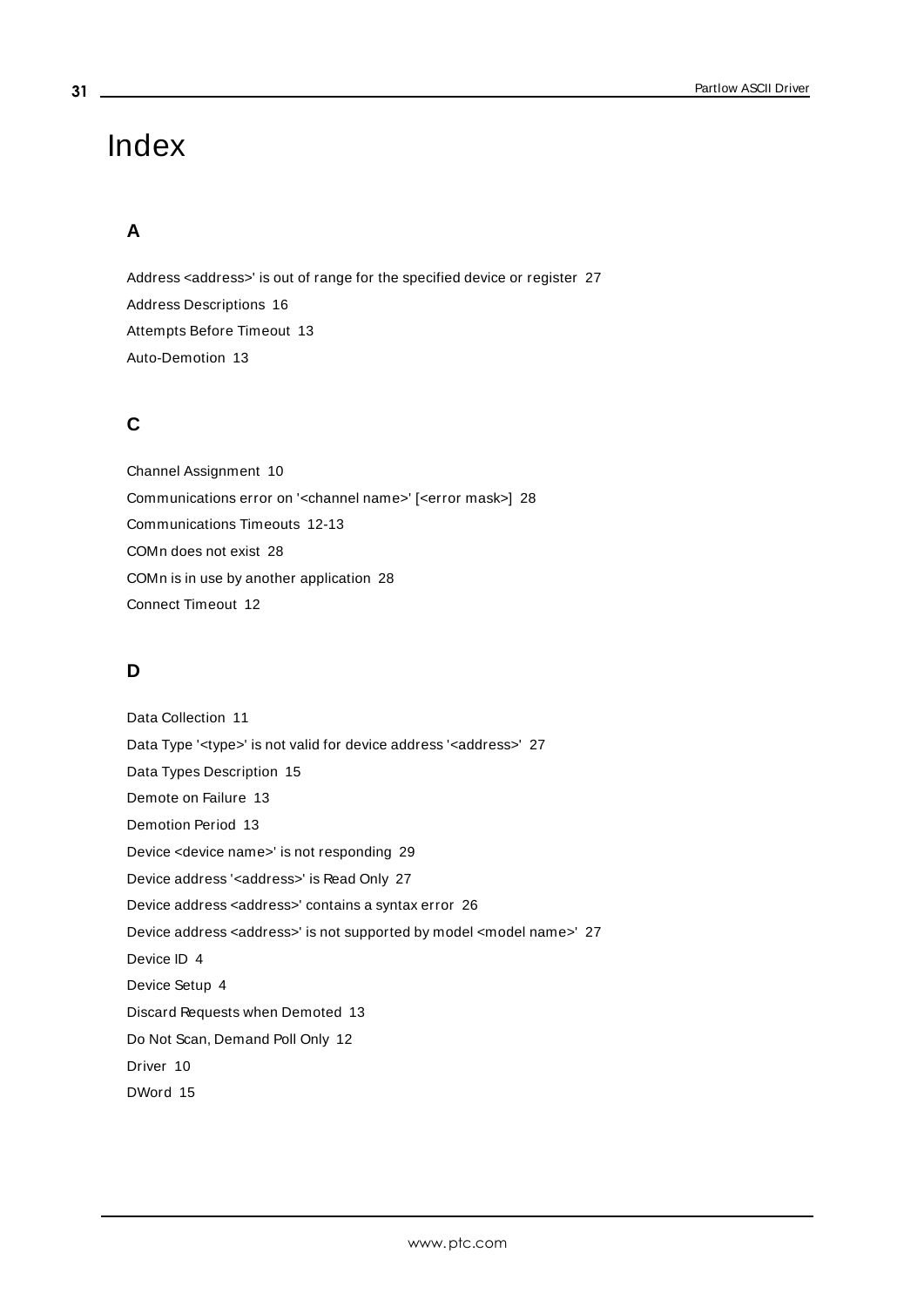# Index

## A

Address <address>' is out of range for the specified device or register 27

Address Descriptions 16

Attempts Before Timeout 13

Auto-Demotion 13

## C

Channel Assignment 10

Communications error on '<channel name>' [<error mask>] 28

Communications Timeouts 12-13

COMn does not exist 28

COMn is in use by another application 28

Connect Timeout 12

## D

Data Collection 11

Data Type '<type>' is not valid for device address '<address>' 27

Data Types Description 15

Demote on Failure 13

Demotion Period 13

Device <device name>' is not responding 29

Device address '<address>' is Read Only 27

Device address <address>' contains a syntax error 26

Device address <address>' is not supported by model <model name>' 27

Device ID 4

Device Setup 4

Discard Requests when Demoted 13

Do Not Scan, Demand Poll Only 12

Driver 10

DWord 15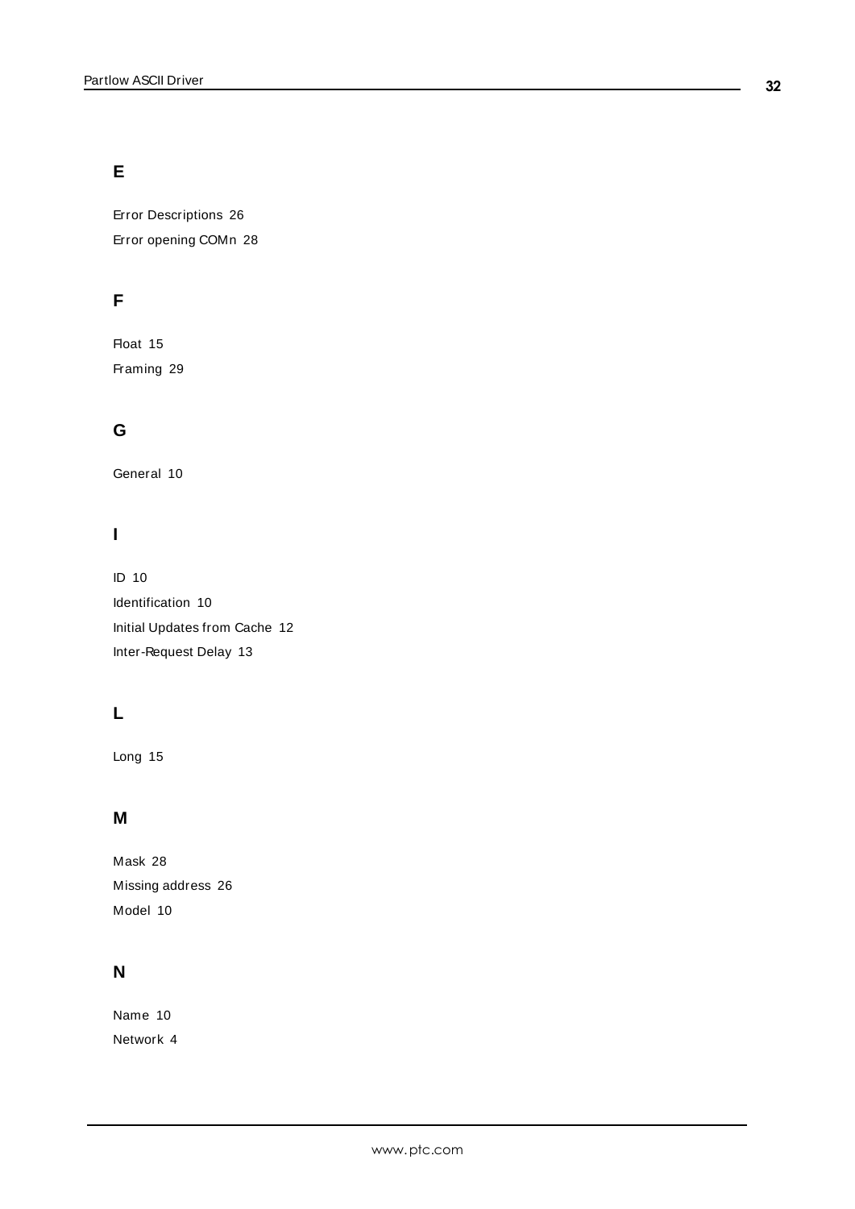## E

Error Descriptions 26

Error opening COMn 28

## F

Float 15

Framing 29

## G

General 10

## I

ID 10

Identification 10

Initial Updates from Cache 12

Inter-Request Delay 13

## L

Long 15

## M

Mask 28

Missing address 26

Model 10

## N

Name 10

Network 4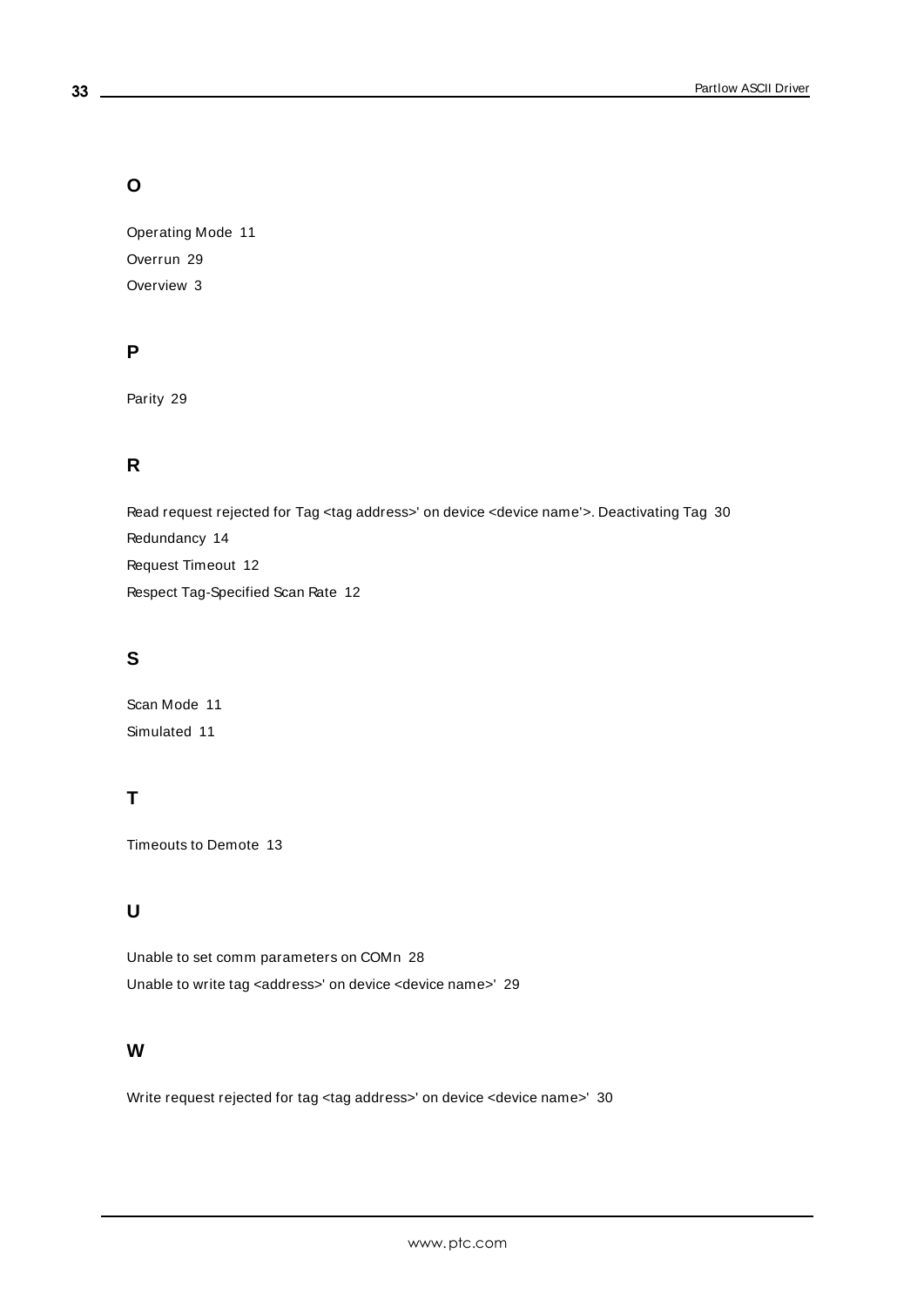## O

Operating Mode 11

Overrun 29

Overview 3

## P

Parity 29

## R

Read request rejected for Tag <tag address>' on device <device name'>. Deactivating Tag 30

Redundancy 14

Request Timeout 12

Respect Tag-Specified Scan Rate 12

## S

Scan Mode 11

Simulated 11

## T

Timeouts to Demote 13

## U

Unable to set comm parameters on COMn 28

Unable to write tag <address>' on device <device name>' 29

## W

Write request rejected for tag <tag address>' on device <device name>' 30